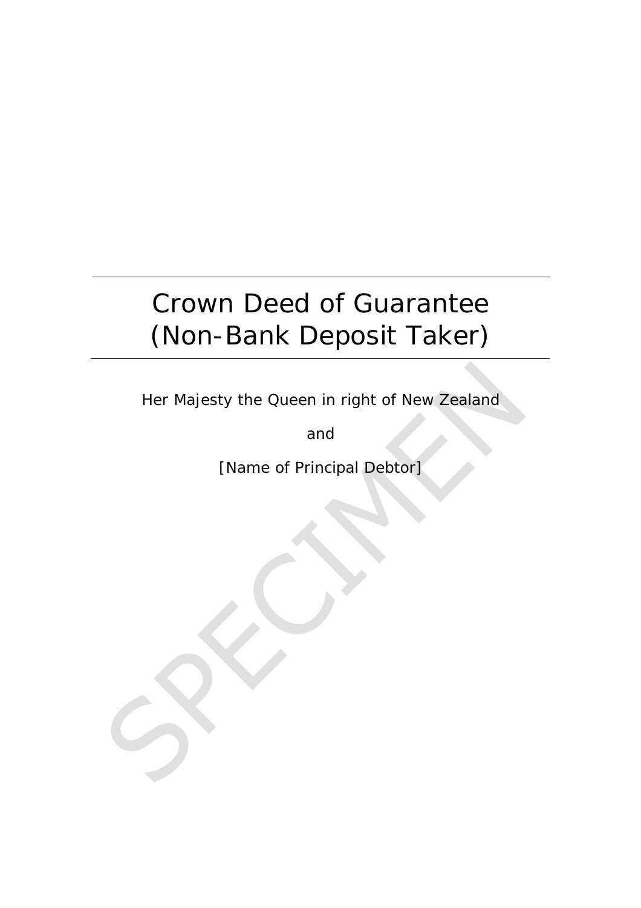# Crown Deed of Guarantee (Non-Bank Deposit Taker)

Her Majesty the Queen in right of New Zealand

and

[Name of Principal Debtor]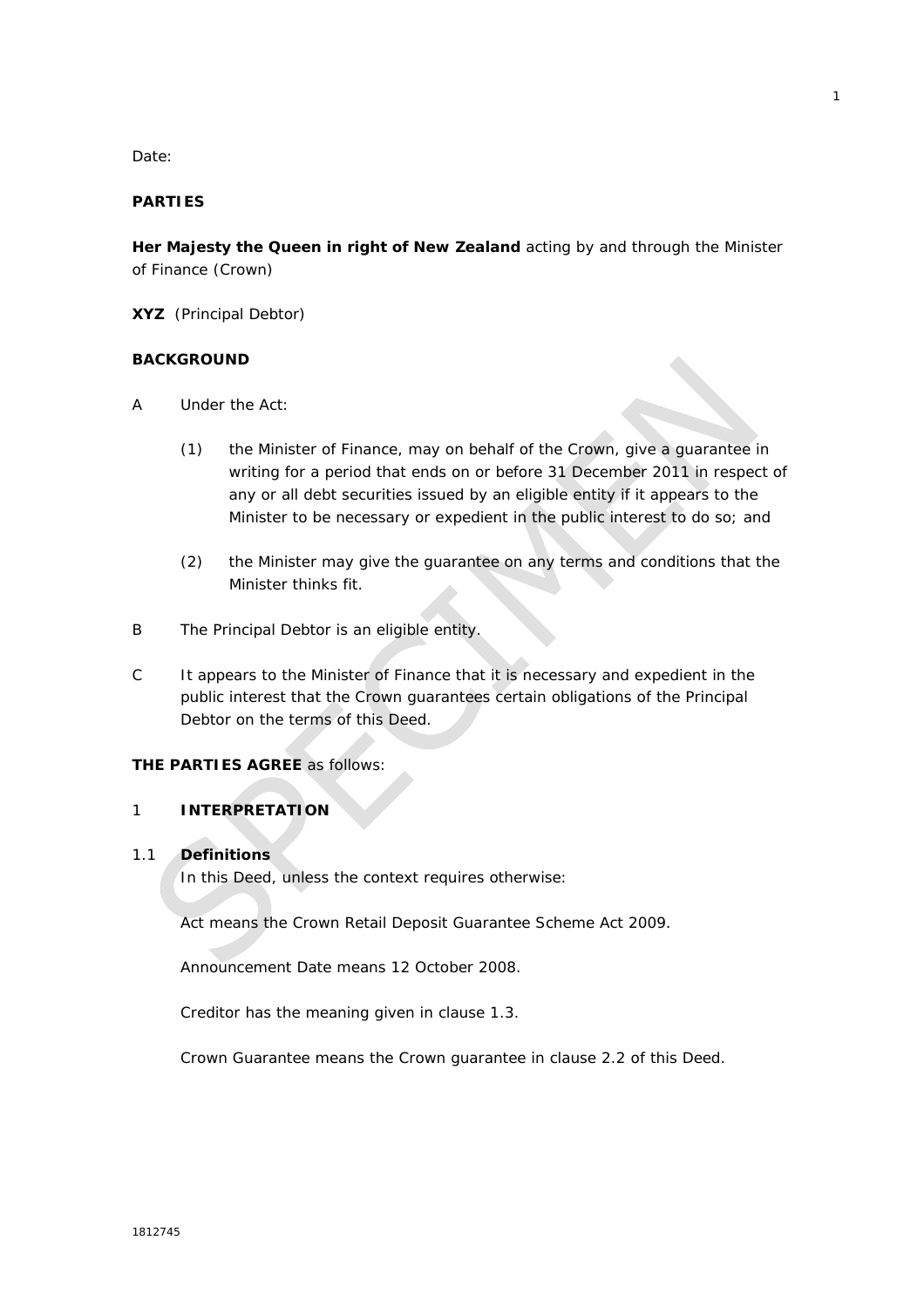Date:

**PARTIES**

**Her Majesty the Queen in right of New Zealand** acting by and through the Minister of Finance (Crown)

**XYZ** (Principal Debtor)

**BACKGROUND**

A Under the Act:

(1) the Minister of Finance, may on behalf of the Crown, give a guarantee in writing for a period that ends on or before 31 December 2011 in respect of any or all debt securities issued by an eligible entity if it appears to the Minister to be necessary or expedient in the public interest to do so; and

(2) the Minister may give the guarantee on any terms and conditions that the Minister thinks fit.

B The Principal Debtor is an eligible entity.

C It appears to the Minister of Finance that it is necessary and expedient in the public interest that the Crown guarantees certain obligations of the Principal Debtor on the terms of this Deed.

**THE PARTIES AGREE** as follows:

## 1 INTERPRETATION

### 1.1 Definitions

In this Deed, unless the context requires otherwise:

Act means the Crown Retail Deposit Guarantee Scheme Act 2009.

Announcement Date means 12 October 2008.

Creditor has the meaning given in clause 1.3.

Crown Guarantee means the Crown guarantee in clause 2.2 of this Deed.

1812745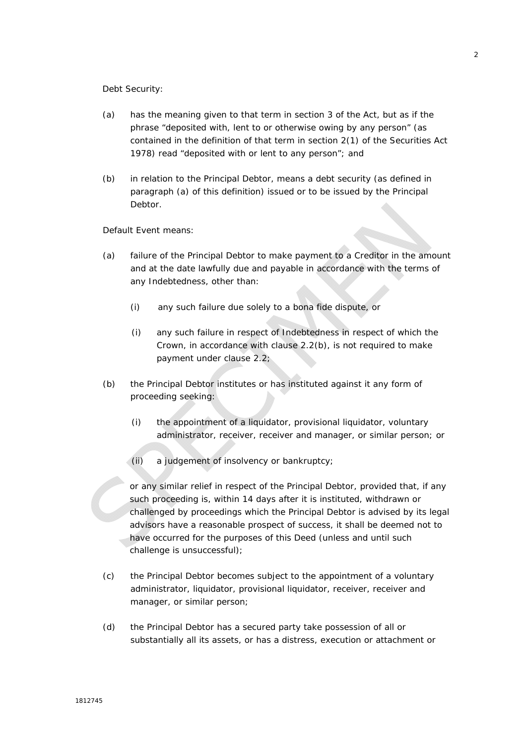Debt Security:

(a) has the meaning given to that term in section 3 of the Act, but as if the phrase "deposited with, lent to or otherwise owing by any person" (as contained in the definition of that term in section 2(1) of the Securities Act 1978) read "deposited with or lent to any person"; and

(b) in relation to the Principal Debtor, means a debt security (as defined in paragraph (a) of this definition) issued or to be issued by the Principal Debtor.

Default Event means:

(a) failure of the Principal Debtor to make payment to a Creditor in the amount and at the date lawfully due and payable in accordance with the terms of any Indebtedness, other than:

   (i) any such failure due solely to a bona fide dispute, or

   (i) any such failure in respect of Indebtedness in respect of which the Crown, in accordance with clause 2.2(b), is not required to make payment under clause 2.2;

(b) the Principal Debtor institutes or has instituted against it any form of proceeding seeking:

   (i) the appointment of a liquidator, provisional liquidator, voluntary administrator, receiver, receiver and manager, or similar person; or

   (ii) a judgement of insolvency or bankruptcy;

   or any similar relief in respect of the Principal Debtor, provided that, if any such proceeding is, within 14 days after it is instituted, withdrawn or challenged by proceedings which the Principal Debtor is advised by its legal advisors have a reasonable prospect of success, it shall be deemed not to have occurred for the purposes of this Deed (unless and until such challenge is unsuccessful);

(c) the Principal Debtor becomes subject to the appointment of a voluntary administrator, liquidator, provisional liquidator, receiver, receiver and manager, or similar person;

(d) the Principal Debtor has a secured party take possession of all or substantially all its assets, or has a distress, execution or attachment or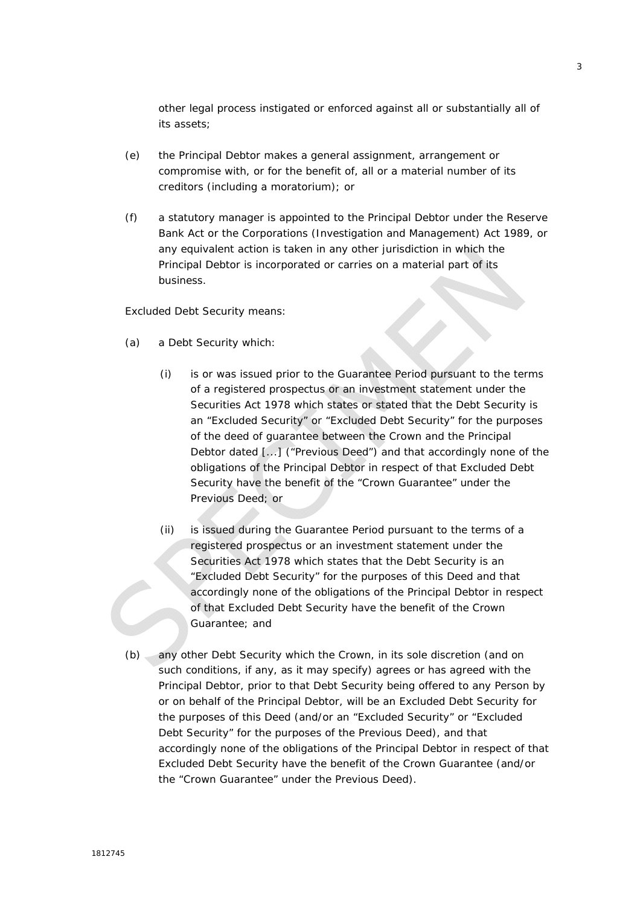other legal process instigated or enforced against all or substantially all of its assets;

(e) the Principal Debtor makes a general assignment, arrangement or compromise with, or for the benefit of, all or a material number of its creditors (including a moratorium); or

(f) a statutory manager is appointed to the Principal Debtor under the Reserve Bank Act or the Corporations (Investigation and Management) Act 1989, or any equivalent action is taken in any other jurisdiction in which the Principal Debtor is incorporated or carries on a material part of its business.

Excluded Debt Security means:

(a) a Debt Security which:

 (i) is or was issued prior to the Guarantee Period pursuant to the terms of a registered prospectus or an investment statement under the Securities Act 1978 which states or stated that the Debt Security is an "Excluded Security" or "Excluded Debt Security" for the purposes of the deed of guarantee between the Crown and the Principal Debtor dated [...] ("Previous Deed") and that accordingly none of the obligations of the Principal Debtor in respect of that Excluded Debt Security have the benefit of the "Crown Guarantee" under the Previous Deed; or

 (ii) is issued during the Guarantee Period pursuant to the terms of a registered prospectus or an investment statement under the Securities Act 1978 which states that the Debt Security is an "Excluded Debt Security" for the purposes of this Deed and that accordingly none of the obligations of the Principal Debtor in respect of that Excluded Debt Security have the benefit of the Crown Guarantee; and

(b) any other Debt Security which the Crown, in its sole discretion (and on such conditions, if any, as it may specify) agrees or has agreed with the Principal Debtor, prior to that Debt Security being offered to any Person by or on behalf of the Principal Debtor, will be an Excluded Debt Security for the purposes of this Deed (and/or an "Excluded Security" or "Excluded Debt Security" for the purposes of the Previous Deed), and that accordingly none of the obligations of the Principal Debtor in respect of that Excluded Debt Security have the benefit of the Crown Guarantee (and/or the "Crown Guarantee" under the Previous Deed).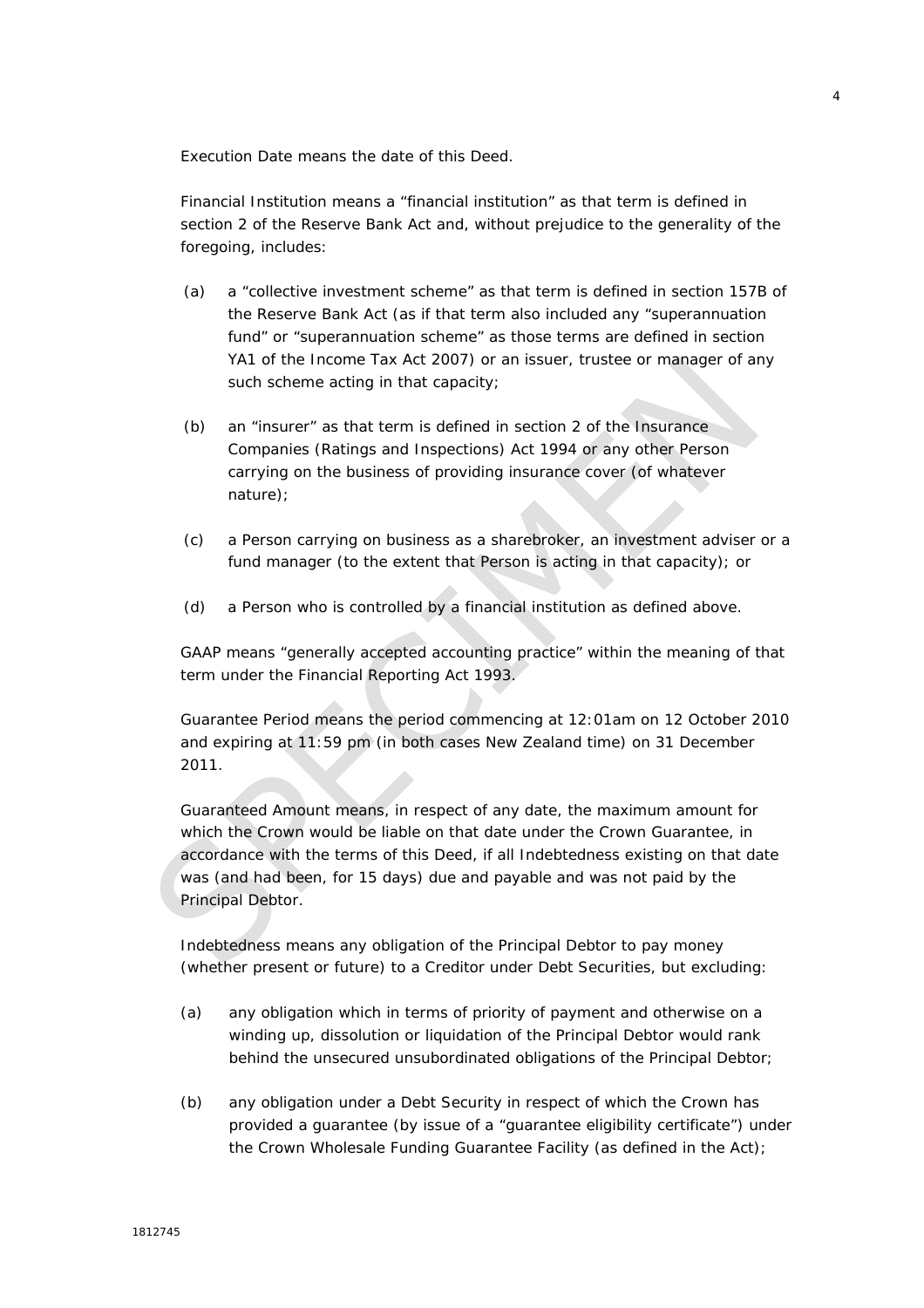Execution Date means the date of this Deed.

Financial Institution means a "financial institution" as that term is defined in section 2 of the Reserve Bank Act and, without prejudice to the generality of the foregoing, includes:

(a) a "collective investment scheme" as that term is defined in section 157B of the Reserve Bank Act (as if that term also included any "superannuation fund" or "superannuation scheme" as those terms are defined in section YA1 of the Income Tax Act 2007) or an issuer, trustee or manager of any such scheme acting in that capacity;

(b) an "insurer" as that term is defined in section 2 of the Insurance Companies (Ratings and Inspections) Act 1994 or any other Person carrying on the business of providing insurance cover (of whatever nature);

(c) a Person carrying on business as a sharebroker, an investment adviser or a fund manager (to the extent that Person is acting in that capacity); or

(d) a Person who is controlled by a financial institution as defined above.

GAAP means "generally accepted accounting practice" within the meaning of that term under the Financial Reporting Act 1993.

Guarantee Period means the period commencing at 12:01am on 12 October 2010 and expiring at 11:59 pm (in both cases New Zealand time) on 31 December 2011.

Guaranteed Amount means, in respect of any date, the maximum amount for which the Crown would be liable on that date under the Crown Guarantee, in accordance with the terms of this Deed, if all Indebtedness existing on that date was (and had been, for 15 days) due and payable and was not paid by the Principal Debtor.

Indebtedness means any obligation of the Principal Debtor to pay money (whether present or future) to a Creditor under Debt Securities, but excluding:

(a) any obligation which in terms of priority of payment and otherwise on a winding up, dissolution or liquidation of the Principal Debtor would rank behind the unsecured unsubordinated obligations of the Principal Debtor;

(b) any obligation under a Debt Security in respect of which the Crown has provided a guarantee (by issue of a "guarantee eligibility certificate") under the Crown Wholesale Funding Guarantee Facility (as defined in the Act);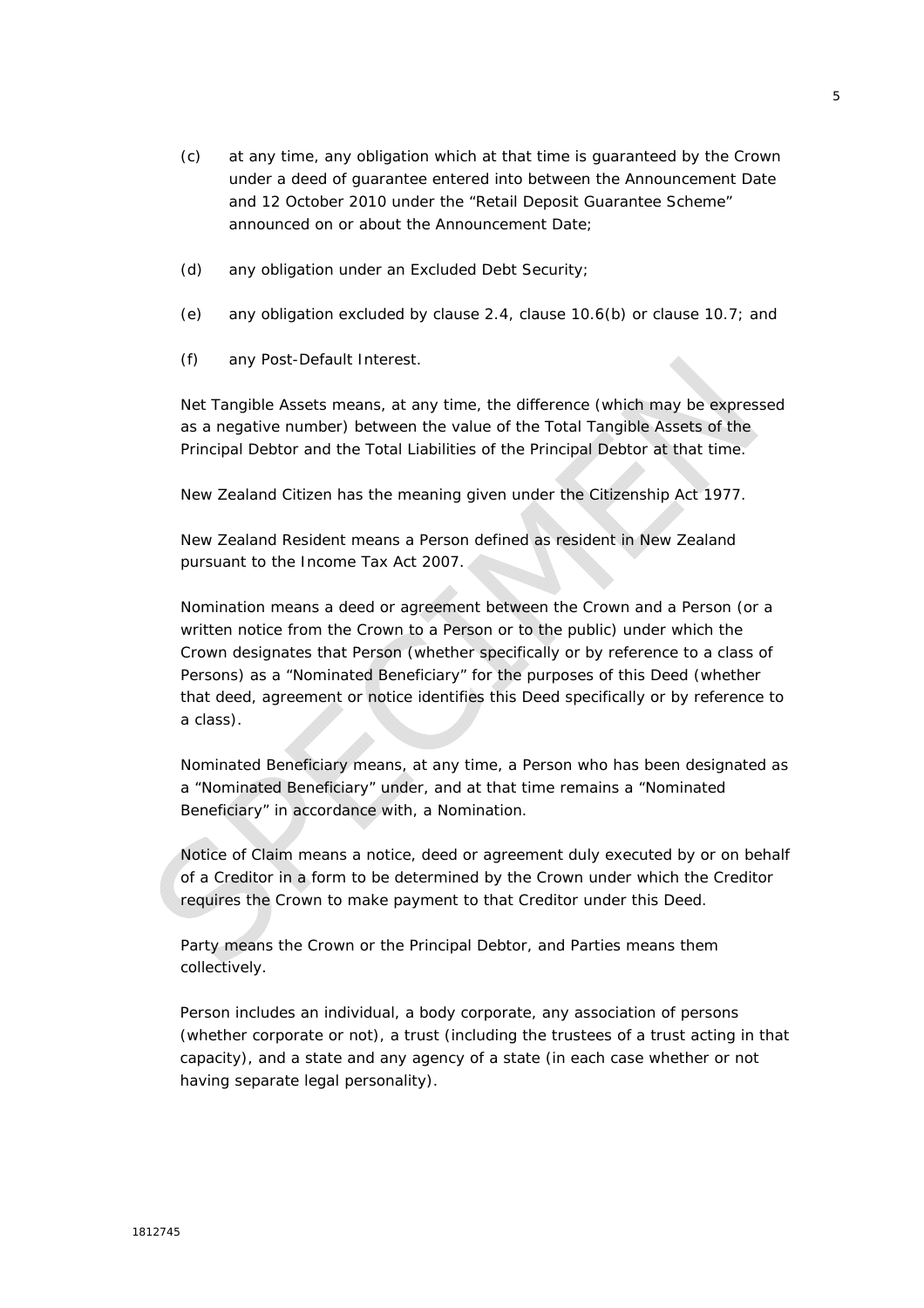(c) at any time, any obligation which at that time is guaranteed by the Crown under a deed of guarantee entered into between the Announcement Date and 12 October 2010 under the "Retail Deposit Guarantee Scheme" announced on or about the Announcement Date;

(d) any obligation under an Excluded Debt Security;

(e) any obligation excluded by clause 2.4, clause 10.6(b) or clause 10.7; and

(f) any Post-Default Interest.

Net Tangible Assets means, at any time, the difference (which may be expressed as a negative number) between the value of the Total Tangible Assets of the Principal Debtor and the Total Liabilities of the Principal Debtor at that time.

New Zealand Citizen has the meaning given under the Citizenship Act 1977.

New Zealand Resident means a Person defined as resident in New Zealand pursuant to the Income Tax Act 2007.

Nomination means a deed or agreement between the Crown and a Person (or a written notice from the Crown to a Person or to the public) under which the Crown designates that Person (whether specifically or by reference to a class of Persons) as a "Nominated Beneficiary" for the purposes of this Deed (whether that deed, agreement or notice identifies this Deed specifically or by reference to a class).

Nominated Beneficiary means, at any time, a Person who has been designated as a "Nominated Beneficiary" under, and at that time remains a "Nominated Beneficiary" in accordance with, a Nomination.

Notice of Claim means a notice, deed or agreement duly executed by or on behalf of a Creditor in a form to be determined by the Crown under which the Creditor requires the Crown to make payment to that Creditor under this Deed.

Party means the Crown or the Principal Debtor, and Parties means them collectively.

Person includes an individual, a body corporate, any association of persons (whether corporate or not), a trust (including the trustees of a trust acting in that capacity), and a state and any agency of a state (in each case whether or not having separate legal personality).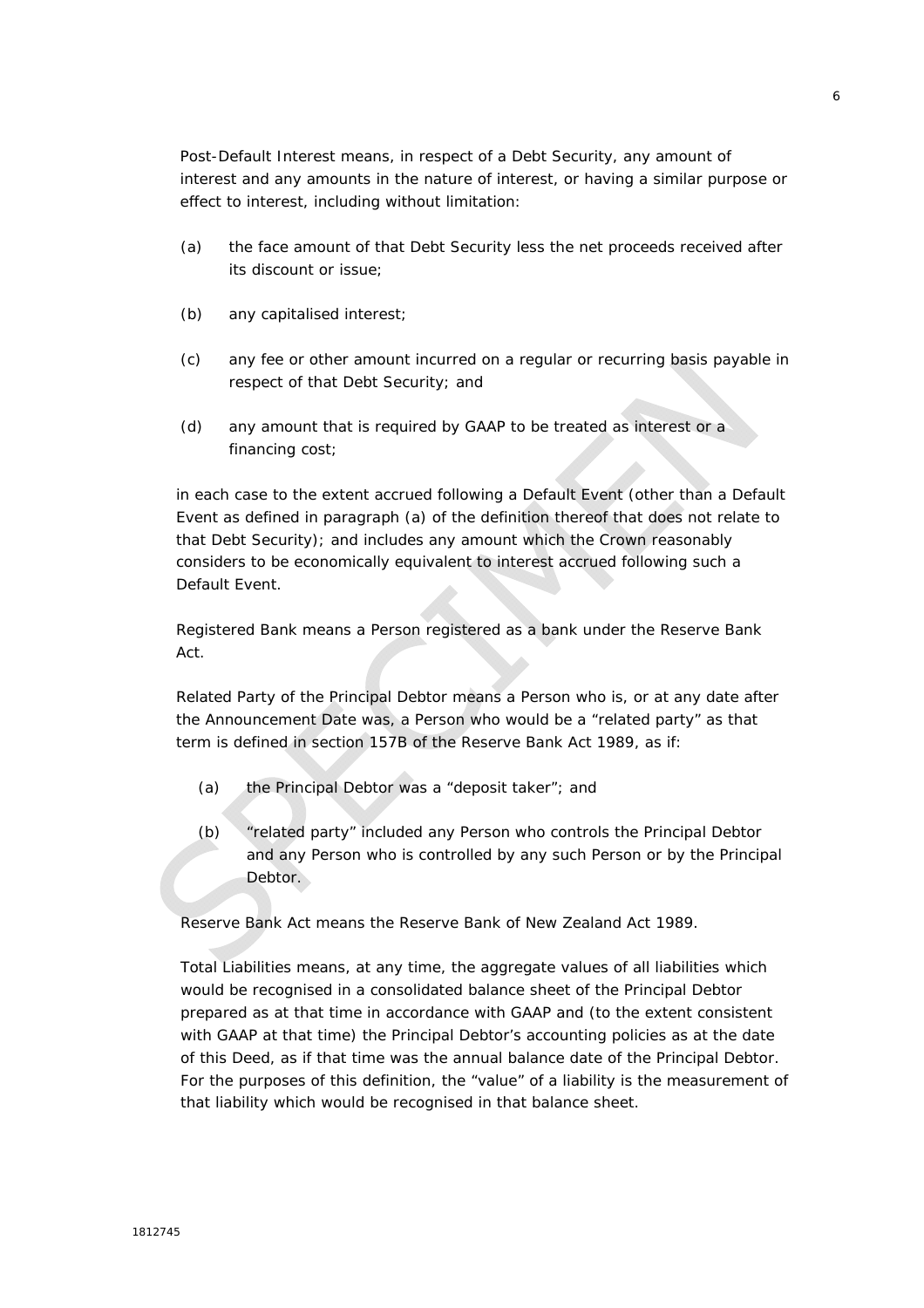Post-Default Interest means, in respect of a Debt Security, any amount of interest and any amounts in the nature of interest, or having a similar purpose or effect to interest, including without limitation:

(a) the face amount of that Debt Security less the net proceeds received after its discount or issue;

(b) any capitalised interest;

(c) any fee or other amount incurred on a regular or recurring basis payable in respect of that Debt Security; and

(d) any amount that is required by GAAP to be treated as interest or a financing cost;

in each case to the extent accrued following a Default Event (other than a Default Event as defined in paragraph (a) of the definition thereof that does not relate to that Debt Security); and includes any amount which the Crown reasonably considers to be economically equivalent to interest accrued following such a Default Event.

Registered Bank means a Person registered as a bank under the Reserve Bank Act.

Related Party of the Principal Debtor means a Person who is, or at any date after the Announcement Date was, a Person who would be a "related party" as that term is defined in section 157B of the Reserve Bank Act 1989, as if:

(a) the Principal Debtor was a "deposit taker"; and

(b) "related party" included any Person who controls the Principal Debtor and any Person who is controlled by any such Person or by the Principal Debtor.

Reserve Bank Act means the Reserve Bank of New Zealand Act 1989.

Total Liabilities means, at any time, the aggregate values of all liabilities which would be recognised in a consolidated balance sheet of the Principal Debtor prepared as at that time in accordance with GAAP and (to the extent consistent with GAAP at that time) the Principal Debtor's accounting policies as at the date of this Deed, as if that time was the annual balance date of the Principal Debtor. For the purposes of this definition, the "value" of a liability is the measurement of that liability which would be recognised in that balance sheet.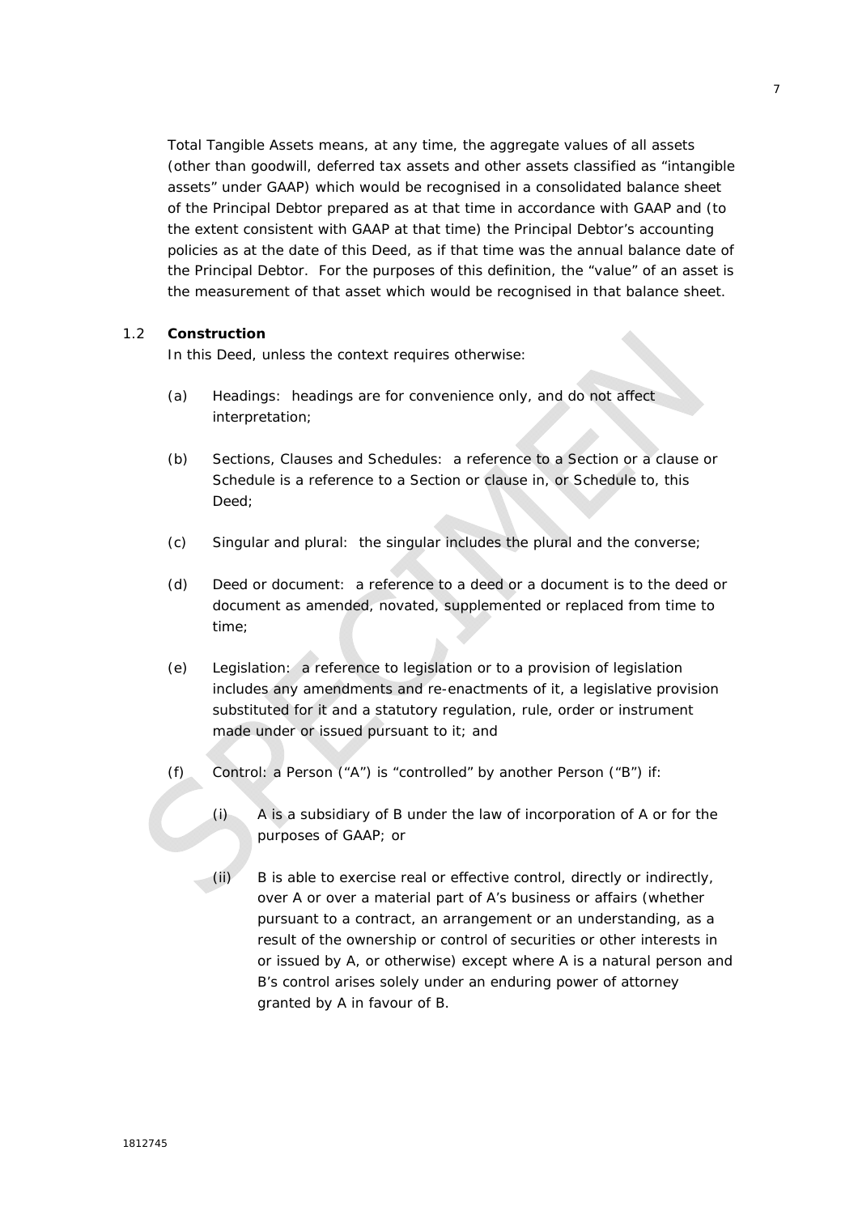Total Tangible Assets means, at any time, the aggregate values of all assets (other than goodwill, deferred tax assets and other assets classified as "intangible assets" under GAAP) which would be recognised in a consolidated balance sheet of the Principal Debtor prepared as at that time in accordance with GAAP and (to the extent consistent with GAAP at that time) the Principal Debtor's accounting policies as at the date of this Deed, as if that time was the annual balance date of the Principal Debtor. For the purposes of this definition, the "value" of an asset is the measurement of that asset which would be recognised in that balance sheet.

### 1.2 Construction

In this Deed, unless the context requires otherwise:

(a) Headings: headings are for convenience only, and do not affect interpretation;

(b) Sections, Clauses and Schedules: a reference to a Section or a clause or Schedule is a reference to a Section or clause in, or Schedule to, this Deed;

(c) Singular and plural: the singular includes the plural and the converse;

(d) Deed or document: a reference to a deed or a document is to the deed or document as amended, novated, supplemented or replaced from time to time;

(e) Legislation: a reference to legislation or to a provision of legislation includes any amendments and re-enactments of it, a legislative provision substituted for it and a statutory regulation, rule, order or instrument made under or issued pursuant to it; and

(f) Control: a Person ("A") is "controlled" by another Person ("B") if:

(i) A is a subsidiary of B under the law of incorporation of A or for the purposes of GAAP; or

(ii) B is able to exercise real or effective control, directly or indirectly, over A or over a material part of A's business or affairs (whether pursuant to a contract, an arrangement or an understanding, as a result of the ownership or control of securities or other interests in or issued by A, or otherwise) except where A is a natural person and B's control arises solely under an enduring power of attorney granted by A in favour of B.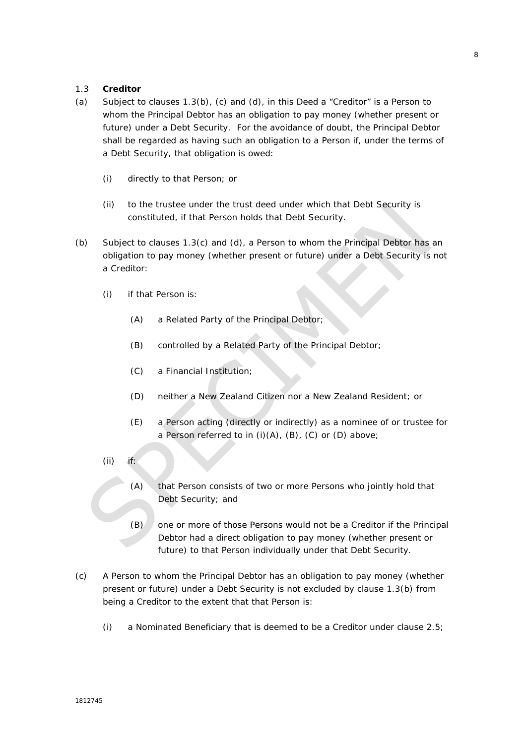### 1.3 **Creditor**

(a) Subject to clauses 1.3(b), (c) and (d), in this Deed a "Creditor" is a Person to whom the Principal Debtor has an obligation to pay money (whether present or future) under a Debt Security. For the avoidance of doubt, the Principal Debtor shall be regarded as having such an obligation to a Person if, under the terms of a Debt Security, that obligation is owed:

  (i) directly to that Person; or

  (ii) to the trustee under the trust deed under which that Debt Security is constituted, if that Person holds that Debt Security.

(b) Subject to clauses 1.3(c) and (d), a Person to whom the Principal Debtor has an obligation to pay money (whether present or future) under a Debt Security is not a Creditor:

  (i) if that Person is:

    (A) a Related Party of the Principal Debtor;

    (B) controlled by a Related Party of the Principal Debtor;

    (C) a Financial Institution;

    (D) neither a New Zealand Citizen nor a New Zealand Resident; or

    (E) a Person acting (directly or indirectly) as a nominee of or trustee for a Person referred to in (i)(A), (B), (C) or (D) above;

  (ii) if:

    (A) that Person consists of two or more Persons who jointly hold that Debt Security; and

    (B) one or more of those Persons would not be a Creditor if the Principal Debtor had a direct obligation to pay money (whether present or future) to that Person individually under that Debt Security.

(c) A Person to whom the Principal Debtor has an obligation to pay money (whether present or future) under a Debt Security is not excluded by clause 1.3(b) from being a Creditor to the extent that that Person is:

  (i) a Nominated Beneficiary that is deemed to be a Creditor under clause 2.5;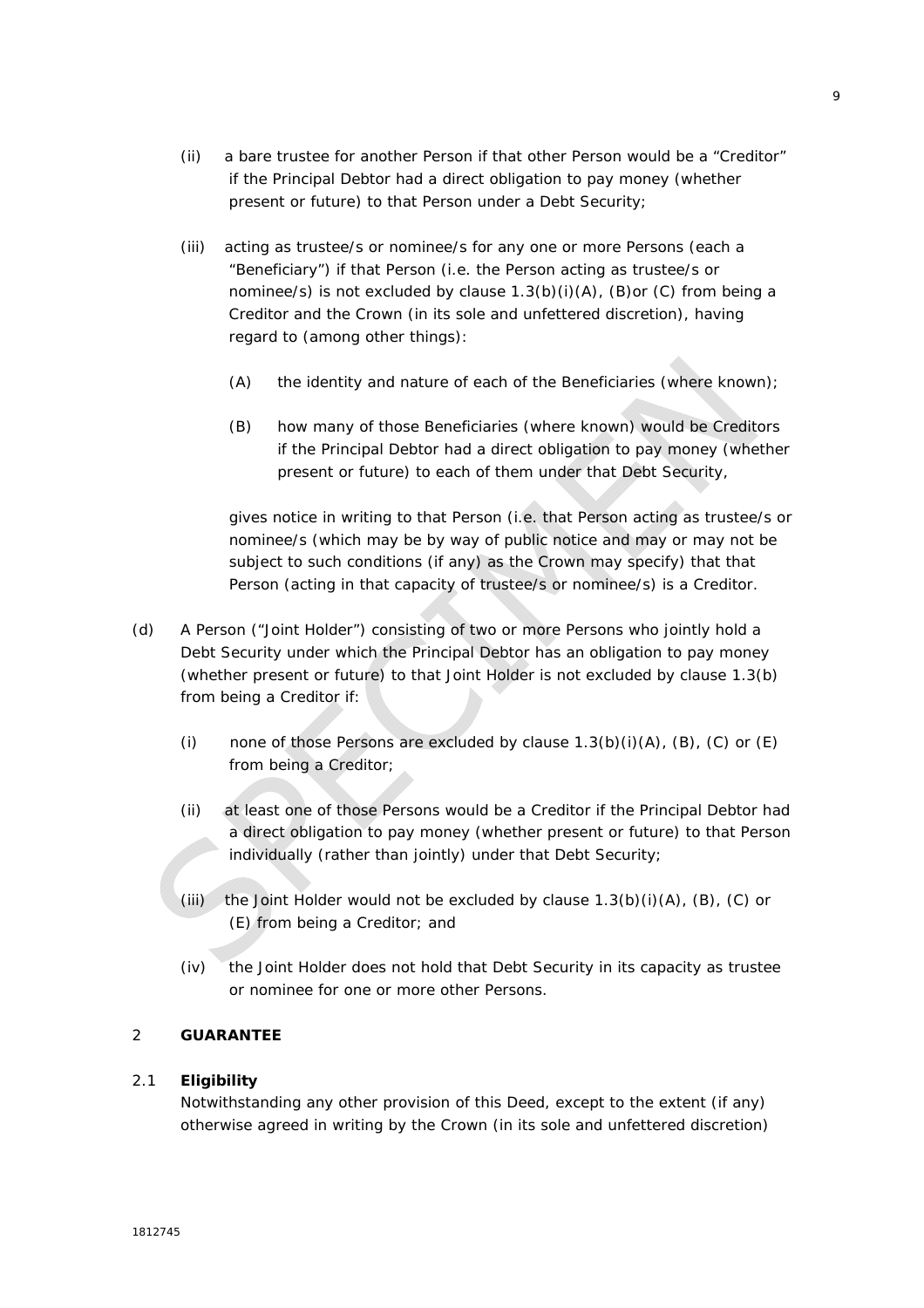(ii) a bare trustee for another Person if that other Person would be a "Creditor" if the Principal Debtor had a direct obligation to pay money (whether present or future) to that Person under a Debt Security;

(iii) acting as trustee/s or nominee/s for any one or more Persons (each a "Beneficiary") if that Person (i.e. the Person acting as trustee/s or nominee/s) is not excluded by clause 1.3(b)(i)(A), (B)or (C) from being a Creditor and the Crown (in its sole and unfettered discretion), having regard to (among other things):

(A) the identity and nature of each of the Beneficiaries (where known);

(B) how many of those Beneficiaries (where known) would be Creditors if the Principal Debtor had a direct obligation to pay money (whether present or future) to each of them under that Debt Security,

gives notice in writing to that Person (i.e. that Person acting as trustee/s or nominee/s (which may be by way of public notice and may or may not be subject to such conditions (if any) as the Crown may specify) that that Person (acting in that capacity of trustee/s or nominee/s) is a Creditor.

(d) A Person ("Joint Holder") consisting of two or more Persons who jointly hold a Debt Security under which the Principal Debtor has an obligation to pay money (whether present or future) to that Joint Holder is not excluded by clause 1.3(b) from being a Creditor if:

(i) none of those Persons are excluded by clause 1.3(b)(i)(A), (B), (C) or (E) from being a Creditor;

(ii) at least one of those Persons would be a Creditor if the Principal Debtor had a direct obligation to pay money (whether present or future) to that Person individually (rather than jointly) under that Debt Security;

(iii) the Joint Holder would not be excluded by clause 1.3(b)(i)(A), (B), (C) or (E) from being a Creditor; and

(iv) the Joint Holder does not hold that Debt Security in its capacity as trustee or nominee for one or more other Persons.

## 2 GUARANTEE

### 2.1 Eligibility

Notwithstanding any other provision of this Deed, except to the extent (if any) otherwise agreed in writing by the Crown (in its sole and unfettered discretion)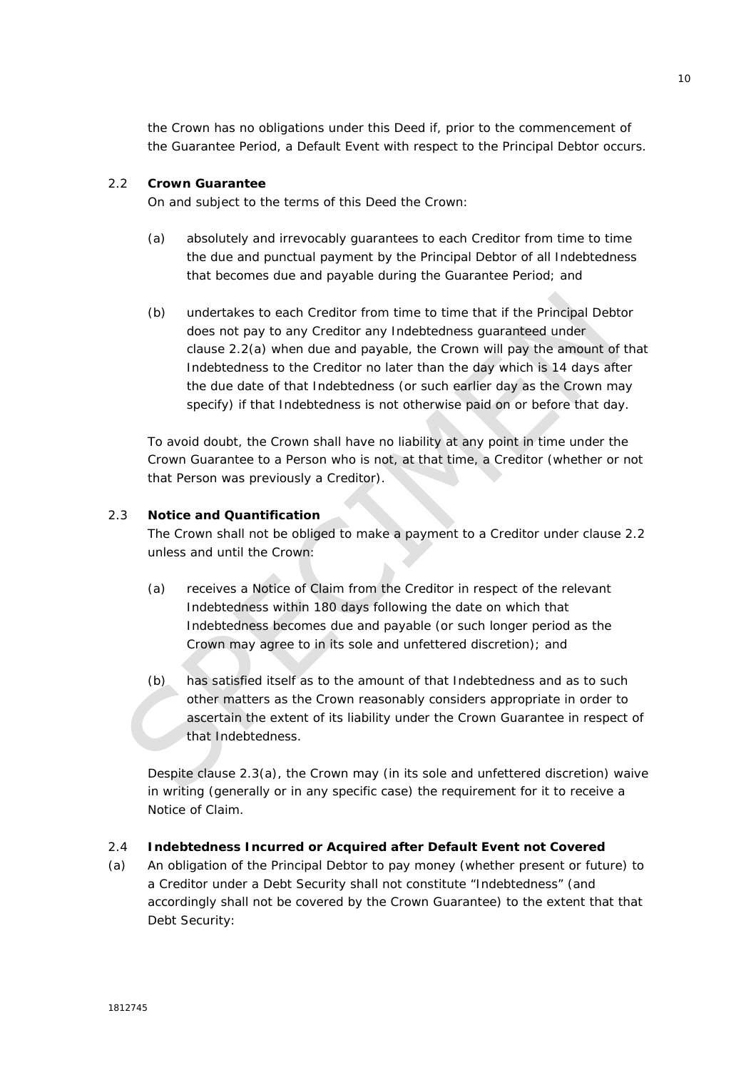the Crown has no obligations under this Deed if, prior to the commencement of the Guarantee Period, a Default Event with respect to the Principal Debtor occurs.

2.2 **Crown Guarantee**

On and subject to the terms of this Deed the Crown:

(a) absolutely and irrevocably guarantees to each Creditor from time to time the due and punctual payment by the Principal Debtor of all Indebtedness that becomes due and payable during the Guarantee Period; and

(b) undertakes to each Creditor from time to time that if the Principal Debtor does not pay to any Creditor any Indebtedness guaranteed under clause 2.2(a) when due and payable, the Crown will pay the amount of that Indebtedness to the Creditor no later than the day which is 14 days after the due date of that Indebtedness (or such earlier day as the Crown may specify) if that Indebtedness is not otherwise paid on or before that day.

To avoid doubt, the Crown shall have no liability at any point in time under the Crown Guarantee to a Person who is not, at that time, a Creditor (whether or not that Person was previously a Creditor).

2.3 **Notice and Quantification**

The Crown shall not be obliged to make a payment to a Creditor under clause 2.2 unless and until the Crown:

(a) receives a Notice of Claim from the Creditor in respect of the relevant Indebtedness within 180 days following the date on which that Indebtedness becomes due and payable (or such longer period as the Crown may agree to in its sole and unfettered discretion); and

(b) has satisfied itself as to the amount of that Indebtedness and as to such other matters as the Crown reasonably considers appropriate in order to ascertain the extent of its liability under the Crown Guarantee in respect of that Indebtedness.

Despite clause 2.3(a), the Crown may (in its sole and unfettered discretion) waive in writing (generally or in any specific case) the requirement for it to receive a Notice of Claim.

2.4 **Indebtedness Incurred or Acquired after Default Event not Covered**

(a) An obligation of the Principal Debtor to pay money (whether present or future) to a Creditor under a Debt Security shall not constitute "Indebtedness" (and accordingly shall not be covered by the Crown Guarantee) to the extent that that Debt Security: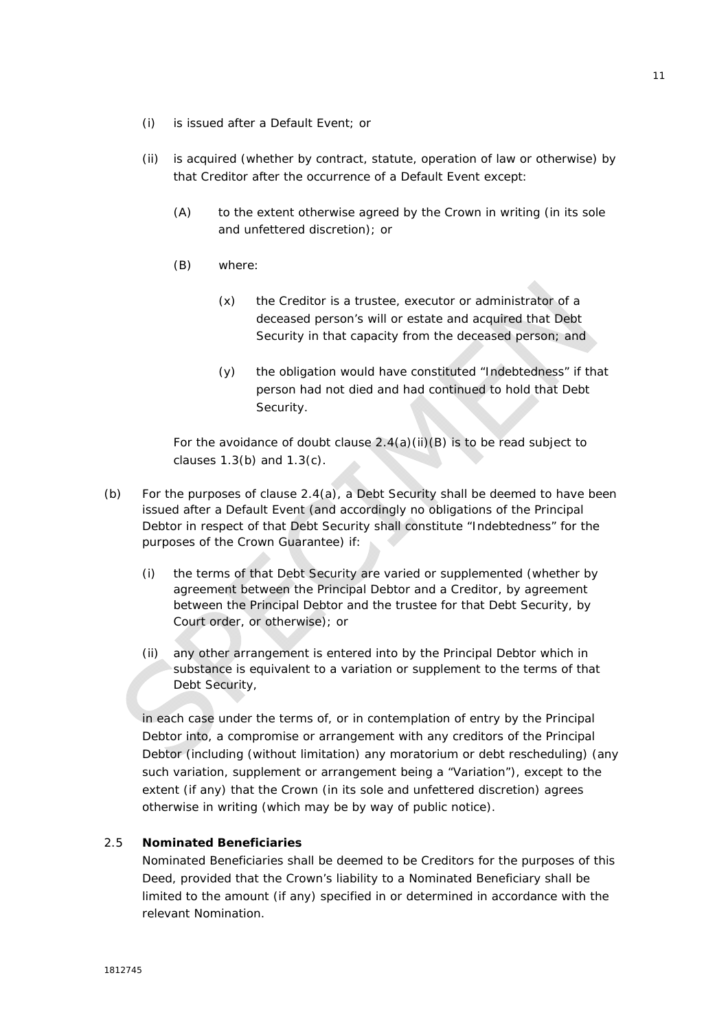(i) is issued after a Default Event; or

(ii) is acquired (whether by contract, statute, operation of law or otherwise) by that Creditor after the occurrence of a Default Event except:

   (A) to the extent otherwise agreed by the Crown in writing (in its sole and unfettered discretion); or

   (B) where:

      (x) the Creditor is a trustee, executor or administrator of a deceased person's will or estate and acquired that Debt Security in that capacity from the deceased person; and

      (y) the obligation would have constituted "Indebtedness" if that person had not died and had continued to hold that Debt Security.

For the avoidance of doubt clause 2.4(a)(ii)(B) is to be read subject to clauses 1.3(b) and 1.3(c).

(b) For the purposes of clause 2.4(a), a Debt Security shall be deemed to have been issued after a Default Event (and accordingly no obligations of the Principal Debtor in respect of that Debt Security shall constitute "Indebtedness" for the purposes of the Crown Guarantee) if:

   (i) the terms of that Debt Security are varied or supplemented (whether by agreement between the Principal Debtor and a Creditor, by agreement between the Principal Debtor and the trustee for that Debt Security, by Court order, or otherwise); or

   (ii) any other arrangement is entered into by the Principal Debtor which in substance is equivalent to a variation or supplement to the terms of that Debt Security,

in each case under the terms of, or in contemplation of entry by the Principal Debtor into, a compromise or arrangement with any creditors of the Principal Debtor (including (without limitation) any moratorium or debt rescheduling) (any such variation, supplement or arrangement being a "Variation"), except to the extent (if any) that the Crown (in its sole and unfettered discretion) agrees otherwise in writing (which may be by way of public notice).

2.5 **Nominated Beneficiaries**

Nominated Beneficiaries shall be deemed to be Creditors for the purposes of this Deed, provided that the Crown's liability to a Nominated Beneficiary shall be limited to the amount (if any) specified in or determined in accordance with the relevant Nomination.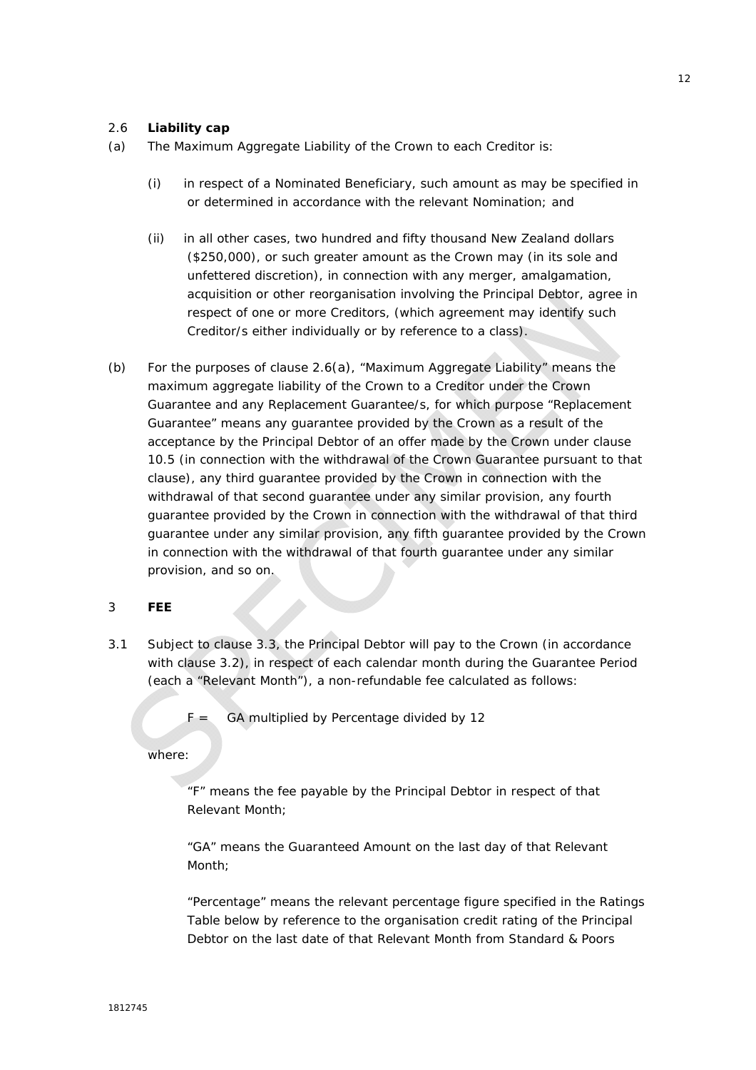### 2.6 **Liability cap**

(a) The Maximum Aggregate Liability of the Crown to each Creditor is:

  (i) in respect of a Nominated Beneficiary, such amount as may be specified in or determined in accordance with the relevant Nomination; and

  (ii) in all other cases, two hundred and fifty thousand New Zealand dollars ($250,000), or such greater amount as the Crown may (in its sole and unfettered discretion), in connection with any merger, amalgamation, acquisition or other reorganisation involving the Principal Debtor, agree in respect of one or more Creditors, (which agreement may identify such Creditor/s either individually or by reference to a class).

(b) For the purposes of clause 2.6(a), "Maximum Aggregate Liability" means the maximum aggregate liability of the Crown to a Creditor under the Crown Guarantee and any Replacement Guarantee/s, for which purpose "Replacement Guarantee" means any guarantee provided by the Crown as a result of the acceptance by the Principal Debtor of an offer made by the Crown under clause 10.5 (in connection with the withdrawal of the Crown Guarantee pursuant to that clause), any third guarantee provided by the Crown in connection with the withdrawal of that second guarantee under any similar provision, any fourth guarantee provided by the Crown in connection with the withdrawal of that third guarantee under any similar provision, any fifth guarantee provided by the Crown in connection with the withdrawal of that fourth guarantee under any similar provision, and so on.

## 3 **FEE**

3.1 Subject to clause 3.3, the Principal Debtor will pay to the Crown (in accordance with clause 3.2), in respect of each calendar month during the Guarantee Period (each a "Relevant Month"), a non-refundable fee calculated as follows:

F = GA multiplied by Percentage divided by 12

where:

"F" means the fee payable by the Principal Debtor in respect of that Relevant Month;

"GA" means the Guaranteed Amount on the last day of that Relevant Month;

"Percentage" means the relevant percentage figure specified in the Ratings Table below by reference to the organisation credit rating of the Principal Debtor on the last date of that Relevant Month from Standard & Poors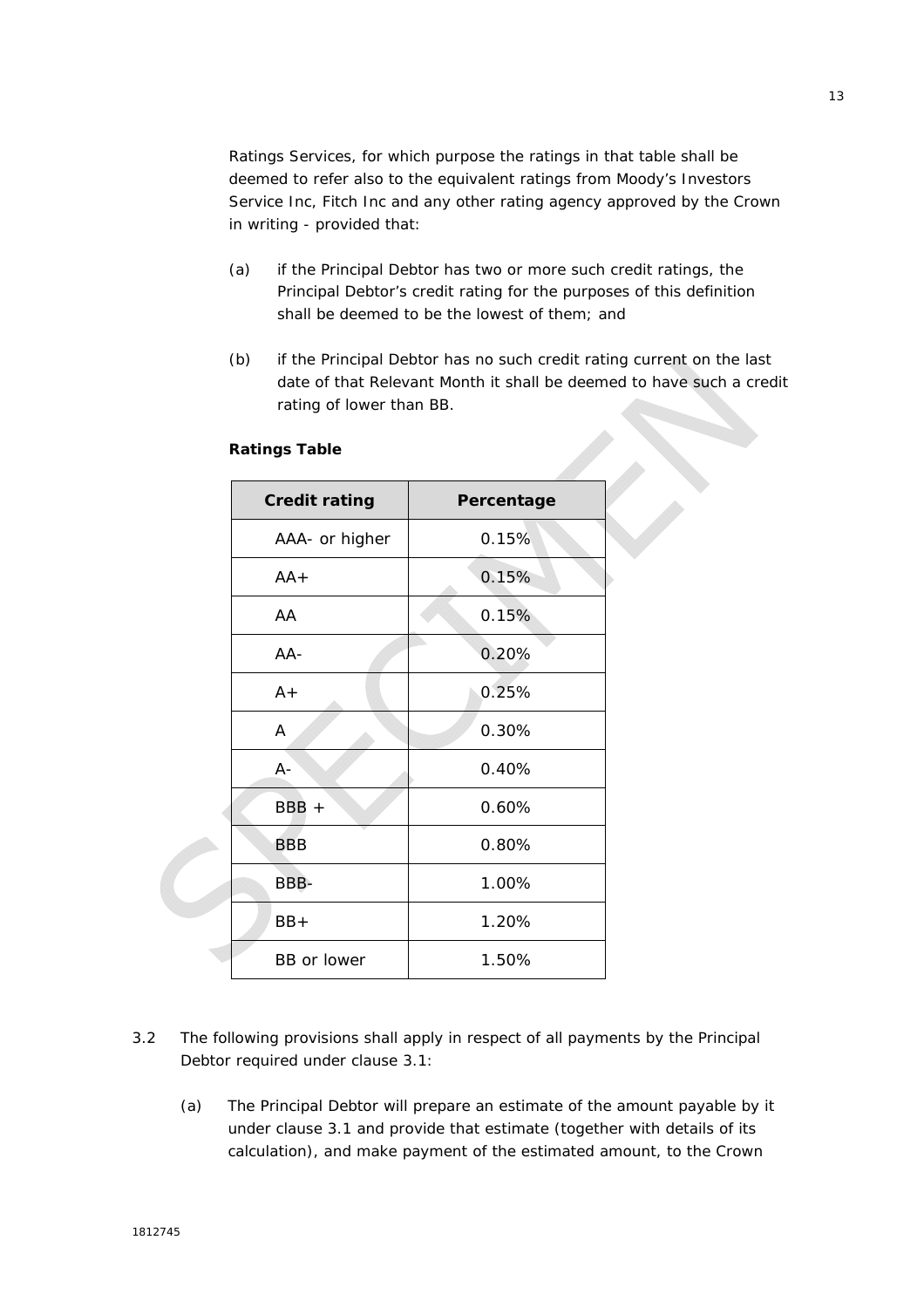Ratings Services, for which purpose the ratings in that table shall be deemed to refer also to the equivalent ratings from Moody's Investors Service Inc, Fitch Inc and any other rating agency approved by the Crown in writing - provided that:

(a) if the Principal Debtor has two or more such credit ratings, the Principal Debtor's credit rating for the purposes of this definition shall be deemed to be the lowest of them; and

(b) if the Principal Debtor has no such credit rating current on the last date of that Relevant Month it shall be deemed to have such a credit rating of lower than BB.

**Ratings Table**

| Credit rating | Percentage |
| --- | --- |
| AAA- or higher | 0.15% |
| AA+ | 0.15% |
| AA | 0.15% |
| AA- | 0.20% |
| A+ | 0.25% |
| A | 0.30% |
| A- | 0.40% |
| BBB + | 0.60% |
| BBB | 0.80% |
| BBB- | 1.00% |
| BB+ | 1.20% |
| BB or lower | 1.50% |

3.2 The following provisions shall apply in respect of all payments by the Principal Debtor required under clause 3.1:

(a) The Principal Debtor will prepare an estimate of the amount payable by it under clause 3.1 and provide that estimate (together with details of its calculation), and make payment of the estimated amount, to the Crown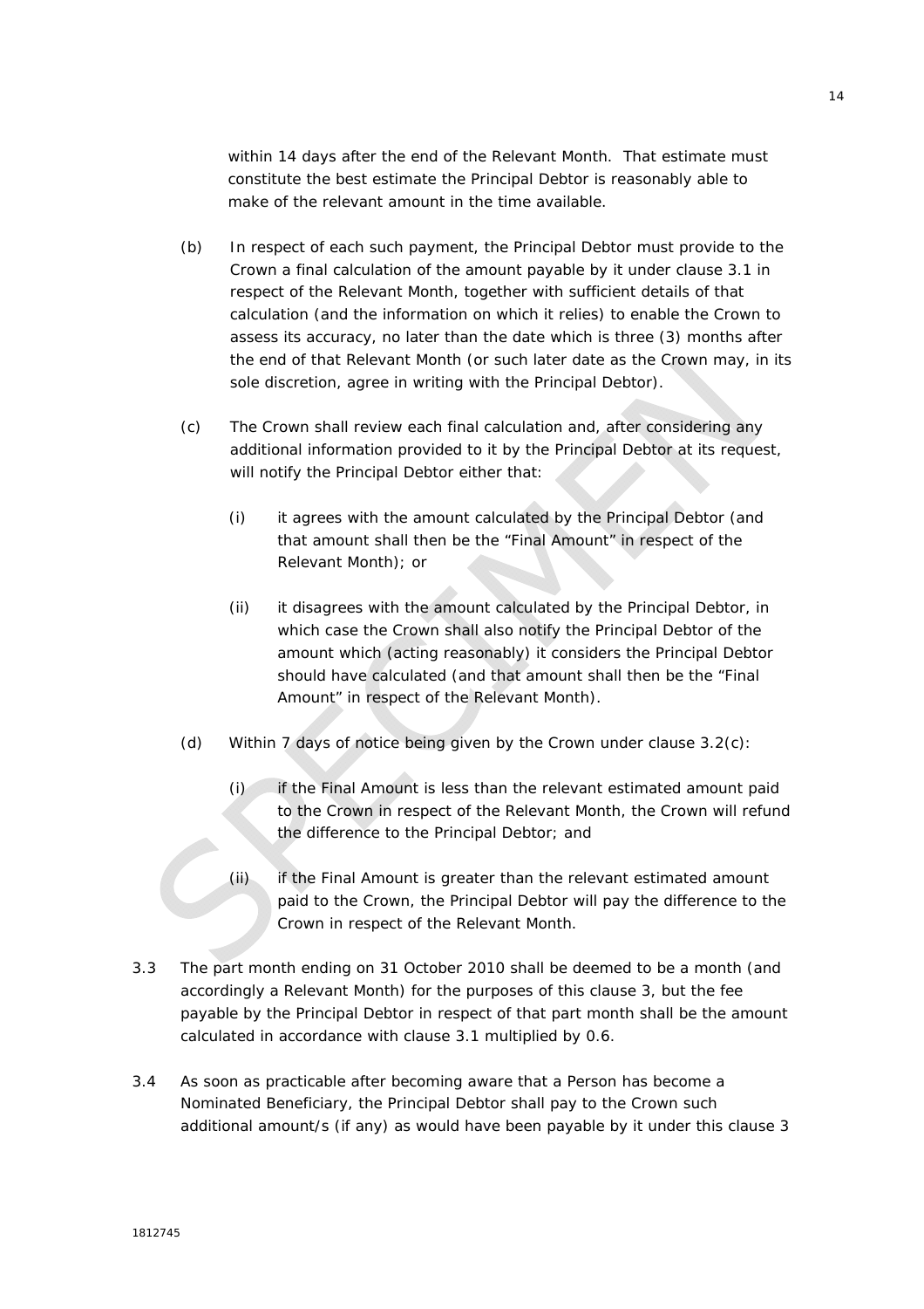within 14 days after the end of the Relevant Month. That estimate must constitute the best estimate the Principal Debtor is reasonably able to make of the relevant amount in the time available.

(b) In respect of each such payment, the Principal Debtor must provide to the Crown a final calculation of the amount payable by it under clause 3.1 in respect of the Relevant Month, together with sufficient details of that calculation (and the information on which it relies) to enable the Crown to assess its accuracy, no later than the date which is three (3) months after the end of that Relevant Month (or such later date as the Crown may, in its sole discretion, agree in writing with the Principal Debtor).

(c) The Crown shall review each final calculation and, after considering any additional information provided to it by the Principal Debtor at its request, will notify the Principal Debtor either that:

(i) it agrees with the amount calculated by the Principal Debtor (and that amount shall then be the "Final Amount" in respect of the Relevant Month); or

(ii) it disagrees with the amount calculated by the Principal Debtor, in which case the Crown shall also notify the Principal Debtor of the amount which (acting reasonably) it considers the Principal Debtor should have calculated (and that amount shall then be the "Final Amount" in respect of the Relevant Month).

(d) Within 7 days of notice being given by the Crown under clause 3.2(c):

(i) if the Final Amount is less than the relevant estimated amount paid to the Crown in respect of the Relevant Month, the Crown will refund the difference to the Principal Debtor; and

(ii) if the Final Amount is greater than the relevant estimated amount paid to the Crown, the Principal Debtor will pay the difference to the Crown in respect of the Relevant Month.

3.3 The part month ending on 31 October 2010 shall be deemed to be a month (and accordingly a Relevant Month) for the purposes of this clause 3, but the fee payable by the Principal Debtor in respect of that part month shall be the amount calculated in accordance with clause 3.1 multiplied by 0.6.

3.4 As soon as practicable after becoming aware that a Person has become a Nominated Beneficiary, the Principal Debtor shall pay to the Crown such additional amount/s (if any) as would have been payable by it under this clause 3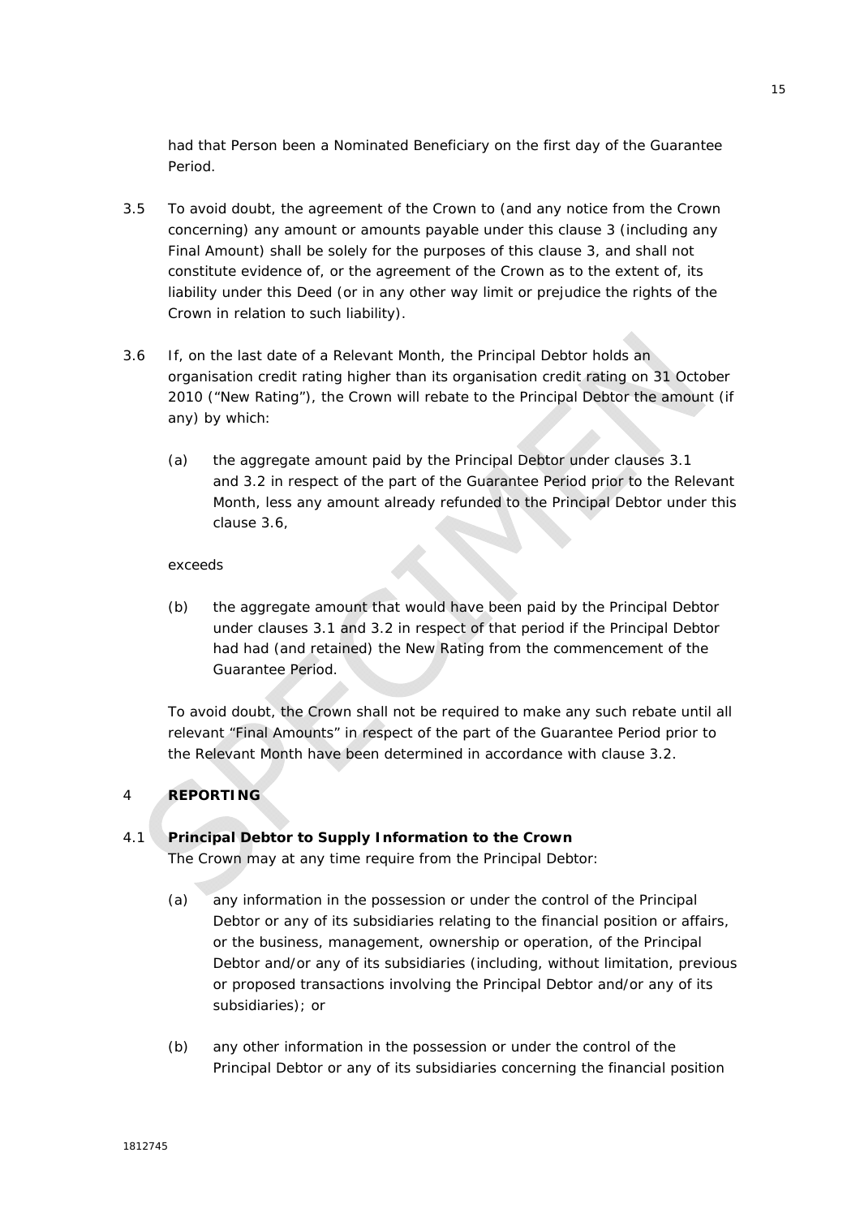had that Person been a Nominated Beneficiary on the first day of the Guarantee Period.

3.5 To avoid doubt, the agreement of the Crown to (and any notice from the Crown concerning) any amount or amounts payable under this clause 3 (including any Final Amount) shall be solely for the purposes of this clause 3, and shall not constitute evidence of, or the agreement of the Crown as to the extent of, its liability under this Deed (or in any other way limit or prejudice the rights of the Crown in relation to such liability).

3.6 If, on the last date of a Relevant Month, the Principal Debtor holds an organisation credit rating higher than its organisation credit rating on 31 October 2010 ("New Rating"), the Crown will rebate to the Principal Debtor the amount (if any) by which:

(a) the aggregate amount paid by the Principal Debtor under clauses 3.1 and 3.2 in respect of the part of the Guarantee Period prior to the Relevant Month, less any amount already refunded to the Principal Debtor under this clause 3.6,

exceeds

(b) the aggregate amount that would have been paid by the Principal Debtor under clauses 3.1 and 3.2 in respect of that period if the Principal Debtor had had (and retained) the New Rating from the commencement of the Guarantee Period.

To avoid doubt, the Crown shall not be required to make any such rebate until all relevant "Final Amounts" in respect of the part of the Guarantee Period prior to the Relevant Month have been determined in accordance with clause 3.2.

## 4 REPORTING

### 4.1 Principal Debtor to Supply Information to the Crown

The Crown may at any time require from the Principal Debtor:

(a) any information in the possession or under the control of the Principal Debtor or any of its subsidiaries relating to the financial position or affairs, or the business, management, ownership or operation, of the Principal Debtor and/or any of its subsidiaries (including, without limitation, previous or proposed transactions involving the Principal Debtor and/or any of its subsidiaries); or

(b) any other information in the possession or under the control of the Principal Debtor or any of its subsidiaries concerning the financial position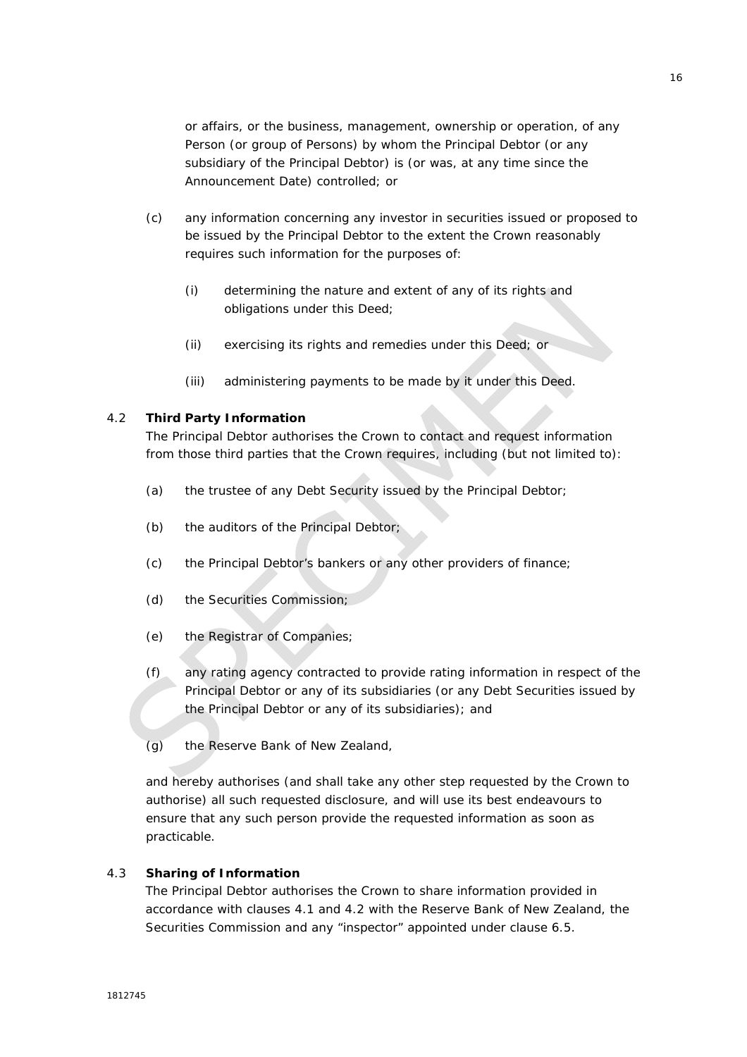or affairs, or the business, management, ownership or operation, of any Person (or group of Persons) by whom the Principal Debtor (or any subsidiary of the Principal Debtor) is (or was, at any time since the Announcement Date) controlled; or

(c) any information concerning any investor in securities issued or proposed to be issued by the Principal Debtor to the extent the Crown reasonably requires such information for the purposes of:

   (i) determining the nature and extent of any of its rights and obligations under this Deed;

   (ii) exercising its rights and remedies under this Deed; or

   (iii) administering payments to be made by it under this Deed.

4.2 **Third Party Information**

The Principal Debtor authorises the Crown to contact and request information from those third parties that the Crown requires, including (but not limited to):

(a) the trustee of any Debt Security issued by the Principal Debtor;

(b) the auditors of the Principal Debtor;

(c) the Principal Debtor's bankers or any other providers of finance;

(d) the Securities Commission;

(e) the Registrar of Companies;

(f) any rating agency contracted to provide rating information in respect of the Principal Debtor or any of its subsidiaries (or any Debt Securities issued by the Principal Debtor or any of its subsidiaries); and

(g) the Reserve Bank of New Zealand,

and hereby authorises (and shall take any other step requested by the Crown to authorise) all such requested disclosure, and will use its best endeavours to ensure that any such person provide the requested information as soon as practicable.

4.3 **Sharing of Information**

The Principal Debtor authorises the Crown to share information provided in accordance with clauses 4.1 and 4.2 with the Reserve Bank of New Zealand, the Securities Commission and any "inspector" appointed under clause 6.5.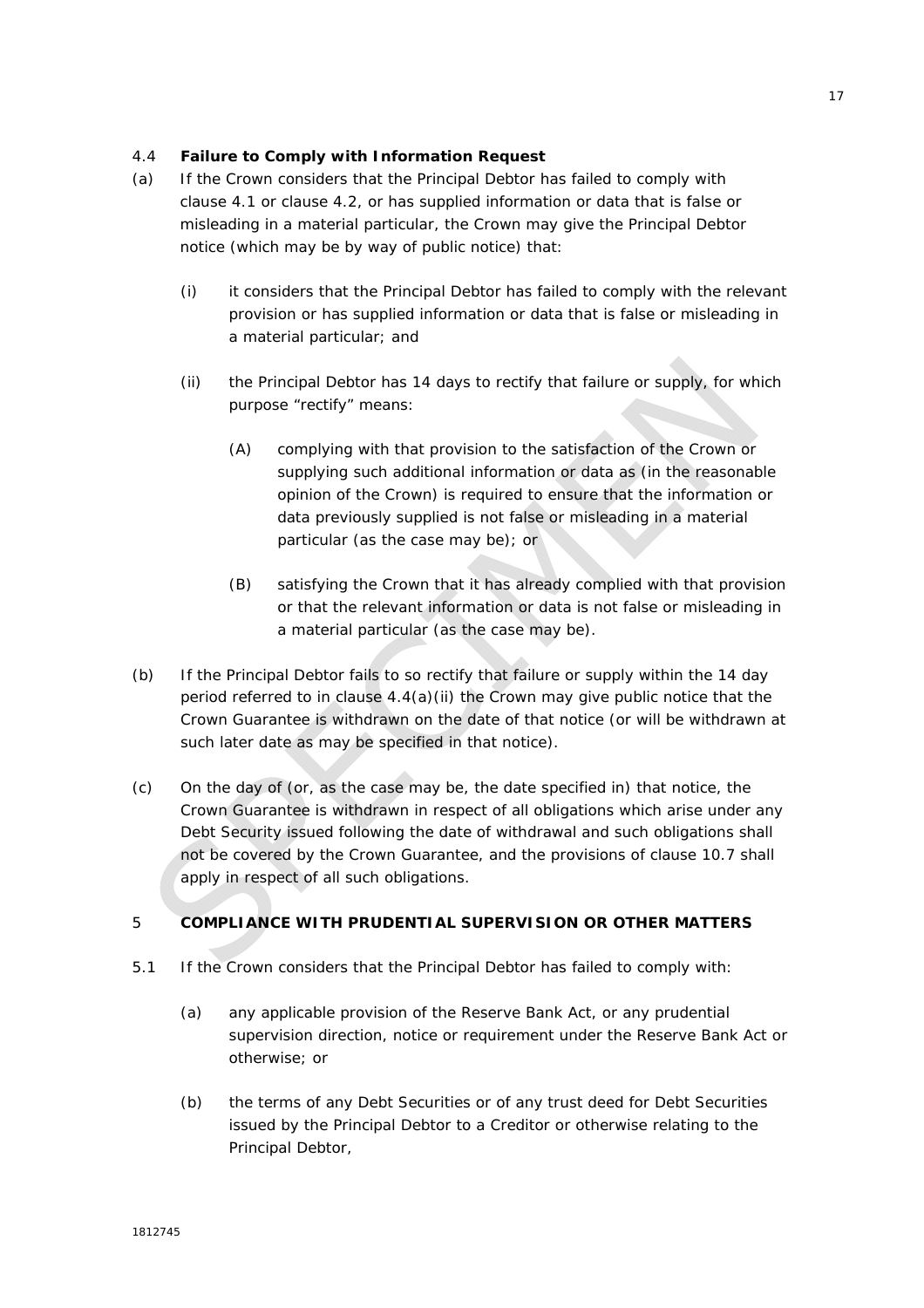#### 4.4 **Failure to Comply with Information Request**

(a) If the Crown considers that the Principal Debtor has failed to comply with clause 4.1 or clause 4.2, or has supplied information or data that is false or misleading in a material particular, the Crown may give the Principal Debtor notice (which may be by way of public notice) that:

 (i) it considers that the Principal Debtor has failed to comply with the relevant provision or has supplied information or data that is false or misleading in a material particular; and

 (ii) the Principal Debtor has 14 days to rectify that failure or supply, for which purpose "rectify" means:

  (A) complying with that provision to the satisfaction of the Crown or supplying such additional information or data as (in the reasonable opinion of the Crown) is required to ensure that the information or data previously supplied is not false or misleading in a material particular (as the case may be); or

  (B) satisfying the Crown that it has already complied with that provision or that the relevant information or data is not false or misleading in a material particular (as the case may be).

(b) If the Principal Debtor fails to so rectify that failure or supply within the 14 day period referred to in clause 4.4(a)(ii) the Crown may give public notice that the Crown Guarantee is withdrawn on the date of that notice (or will be withdrawn at such later date as may be specified in that notice).

(c) On the day of (or, as the case may be, the date specified in) that notice, the Crown Guarantee is withdrawn in respect of all obligations which arise under any Debt Security issued following the date of withdrawal and such obligations shall not be covered by the Crown Guarantee, and the provisions of clause 10.7 shall apply in respect of all such obligations.

### 5 **COMPLIANCE WITH PRUDENTIAL SUPERVISION OR OTHER MATTERS**

5.1 If the Crown considers that the Principal Debtor has failed to comply with:

 (a) any applicable provision of the Reserve Bank Act, or any prudential supervision direction, notice or requirement under the Reserve Bank Act or otherwise; or

 (b) the terms of any Debt Securities or of any trust deed for Debt Securities issued by the Principal Debtor to a Creditor or otherwise relating to the Principal Debtor,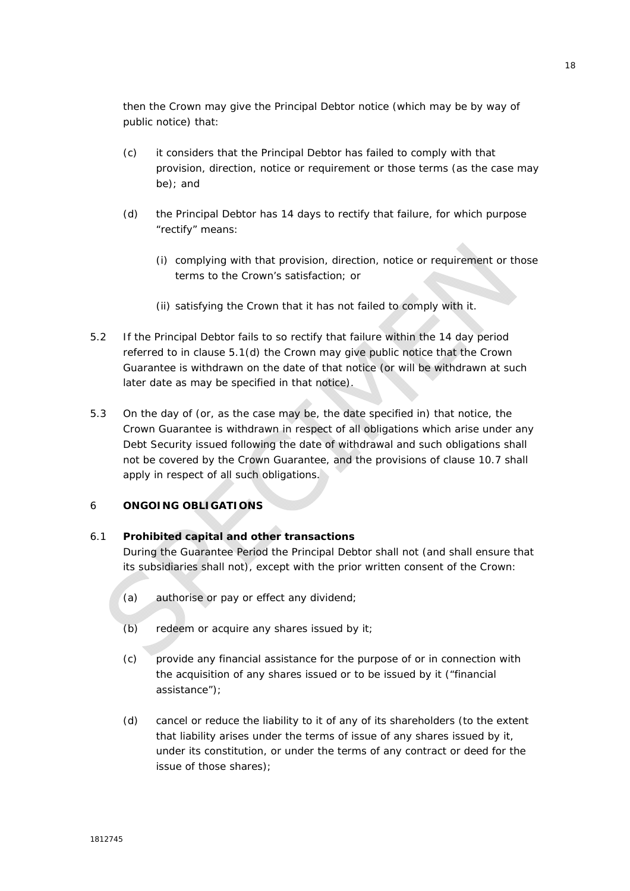then the Crown may give the Principal Debtor notice (which may be by way of public notice) that:

(c) it considers that the Principal Debtor has failed to comply with that provision, direction, notice or requirement or those terms (as the case may be); and

(d) the Principal Debtor has 14 days to rectify that failure, for which purpose "rectify" means:

  (i) complying with that provision, direction, notice or requirement or those terms to the Crown's satisfaction; or

  (ii) satisfying the Crown that it has not failed to comply with it.

5.2 If the Principal Debtor fails to so rectify that failure within the 14 day period referred to in clause 5.1(d) the Crown may give public notice that the Crown Guarantee is withdrawn on the date of that notice (or will be withdrawn at such later date as may be specified in that notice).

5.3 On the day of (or, as the case may be, the date specified in) that notice, the Crown Guarantee is withdrawn in respect of all obligations which arise under any Debt Security issued following the date of withdrawal and such obligations shall not be covered by the Crown Guarantee, and the provisions of clause 10.7 shall apply in respect of all such obligations.

## 6 ONGOING OBLIGATIONS

### 6.1 Prohibited capital and other transactions

During the Guarantee Period the Principal Debtor shall not (and shall ensure that its subsidiaries shall not), except with the prior written consent of the Crown:

(a) authorise or pay or effect any dividend;

(b) redeem or acquire any shares issued by it;

(c) provide any financial assistance for the purpose of or in connection with the acquisition of any shares issued or to be issued by it ("financial assistance");

(d) cancel or reduce the liability to it of any of its shareholders (to the extent that liability arises under the terms of issue of any shares issued by it, under its constitution, or under the terms of any contract or deed for the issue of those shares);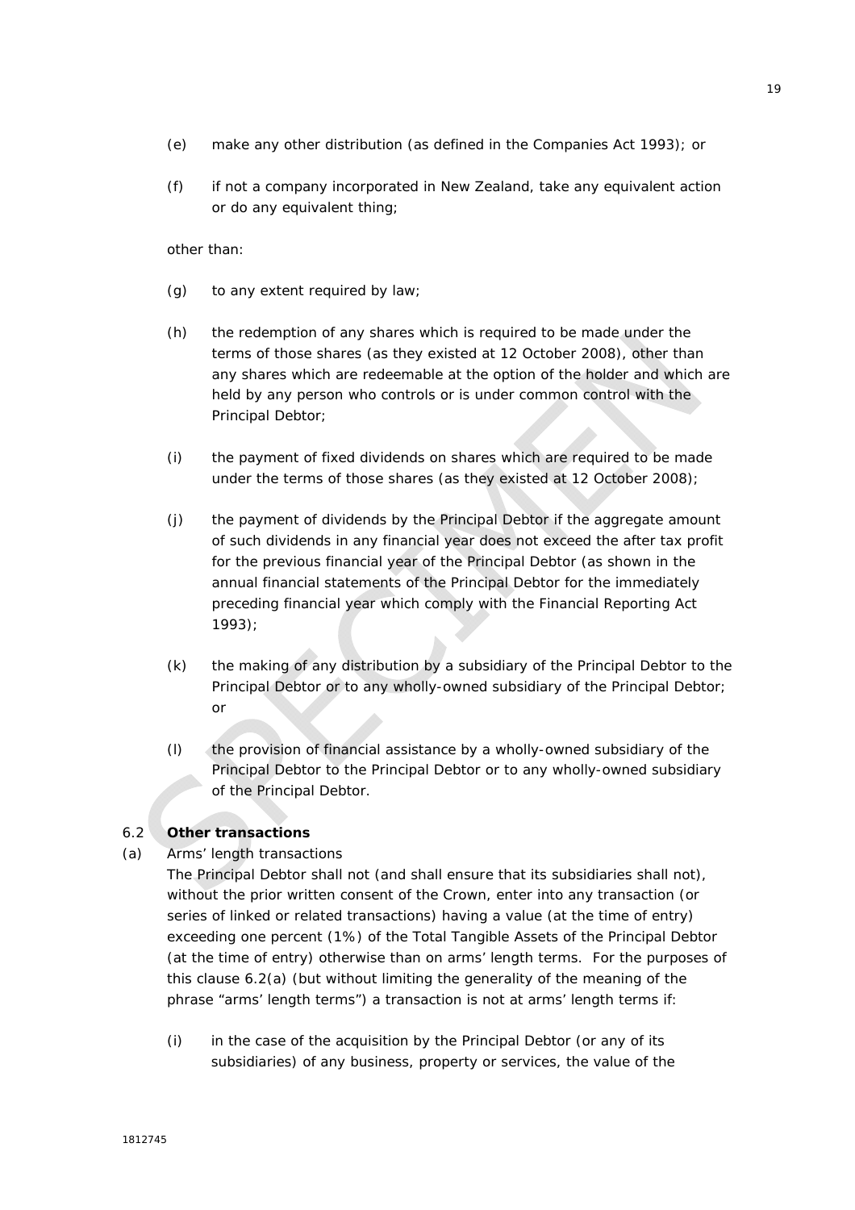(e) make any other distribution (as defined in the Companies Act 1993); or

(f) if not a company incorporated in New Zealand, take any equivalent action or do any equivalent thing;

other than:

(g) to any extent required by law;

(h) the redemption of any shares which is required to be made under the terms of those shares (as they existed at 12 October 2008), other than any shares which are redeemable at the option of the holder and which are held by any person who controls or is under common control with the Principal Debtor;

(i) the payment of fixed dividends on shares which are required to be made under the terms of those shares (as they existed at 12 October 2008);

(j) the payment of dividends by the Principal Debtor if the aggregate amount of such dividends in any financial year does not exceed the after tax profit for the previous financial year of the Principal Debtor (as shown in the annual financial statements of the Principal Debtor for the immediately preceding financial year which comply with the Financial Reporting Act 1993);

(k) the making of any distribution by a subsidiary of the Principal Debtor to the Principal Debtor or to any wholly-owned subsidiary of the Principal Debtor; or

(l) the provision of financial assistance by a wholly-owned subsidiary of the Principal Debtor to the Principal Debtor or to any wholly-owned subsidiary of the Principal Debtor.

### 6.2 Other transactions

(a) Arms' length transactions

The Principal Debtor shall not (and shall ensure that its subsidiaries shall not), without the prior written consent of the Crown, enter into any transaction (or series of linked or related transactions) having a value (at the time of entry) exceeding one percent (1%) of the Total Tangible Assets of the Principal Debtor (at the time of entry) otherwise than on arms' length terms. For the purposes of this clause 6.2(a) (but without limiting the generality of the meaning of the phrase "arms' length terms") a transaction is not at arms' length terms if:

(i) in the case of the acquisition by the Principal Debtor (or any of its subsidiaries) of any business, property or services, the value of the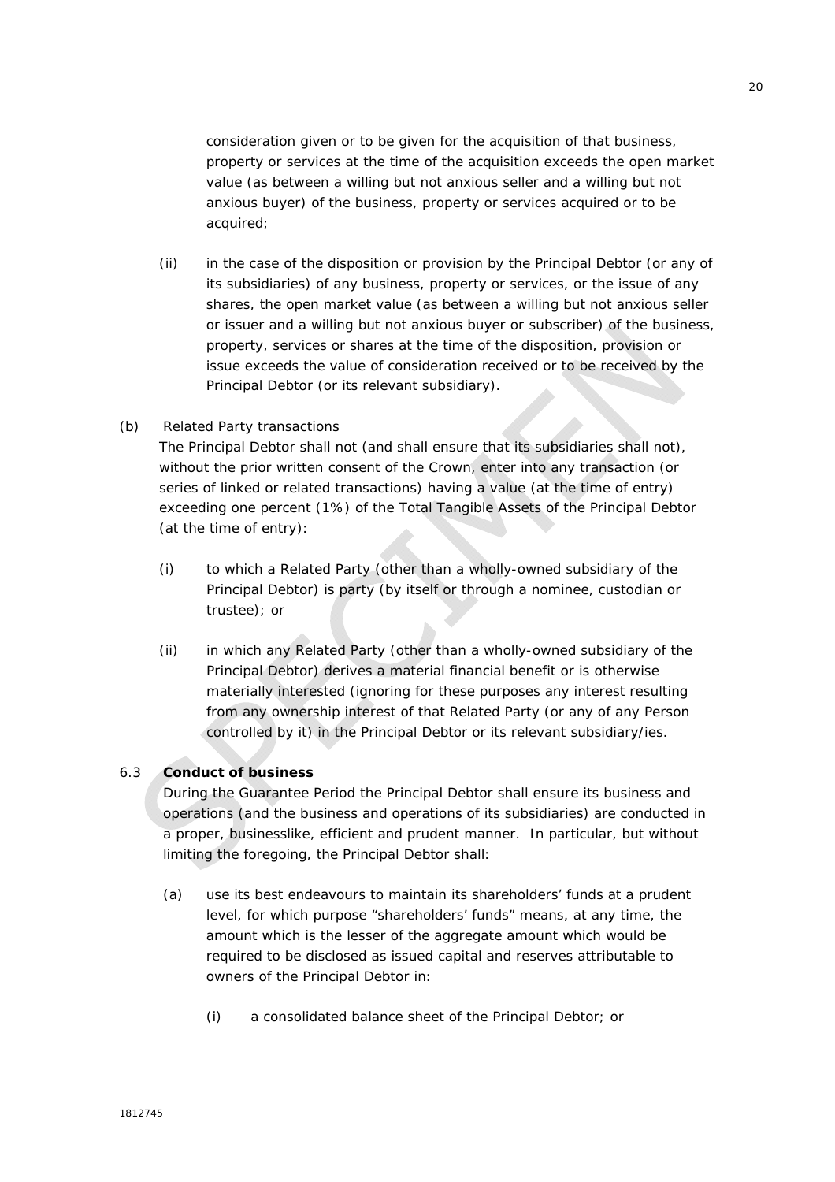consideration given or to be given for the acquisition of that business, property or services at the time of the acquisition exceeds the open market value (as between a willing but not anxious seller and a willing but not anxious buyer) of the business, property or services acquired or to be acquired;

(ii) in the case of the disposition or provision by the Principal Debtor (or any of its subsidiaries) of any business, property or services, or the issue of any shares, the open market value (as between a willing but not anxious seller or issuer and a willing but not anxious buyer or subscriber) of the business, property, services or shares at the time of the disposition, provision or issue exceeds the value of consideration received or to be received by the Principal Debtor (or its relevant subsidiary).

(b) Related Party transactions

The Principal Debtor shall not (and shall ensure that its subsidiaries shall not), without the prior written consent of the Crown, enter into any transaction (or series of linked or related transactions) having a value (at the time of entry) exceeding one percent (1%) of the Total Tangible Assets of the Principal Debtor (at the time of entry):

(i) to which a Related Party (other than a wholly-owned subsidiary of the Principal Debtor) is party (by itself or through a nominee, custodian or trustee); or

(ii) in which any Related Party (other than a wholly-owned subsidiary of the Principal Debtor) derives a material financial benefit or is otherwise materially interested (ignoring for these purposes any interest resulting from any ownership interest of that Related Party (or any of any Person controlled by it) in the Principal Debtor or its relevant subsidiary/ies.

6.3 **Conduct of business**

During the Guarantee Period the Principal Debtor shall ensure its business and operations (and the business and operations of its subsidiaries) are conducted in a proper, businesslike, efficient and prudent manner. In particular, but without limiting the foregoing, the Principal Debtor shall:

(a) use its best endeavours to maintain its shareholders' funds at a prudent level, for which purpose "shareholders' funds" means, at any time, the amount which is the lesser of the aggregate amount which would be required to be disclosed as issued capital and reserves attributable to owners of the Principal Debtor in:

(i) a consolidated balance sheet of the Principal Debtor; or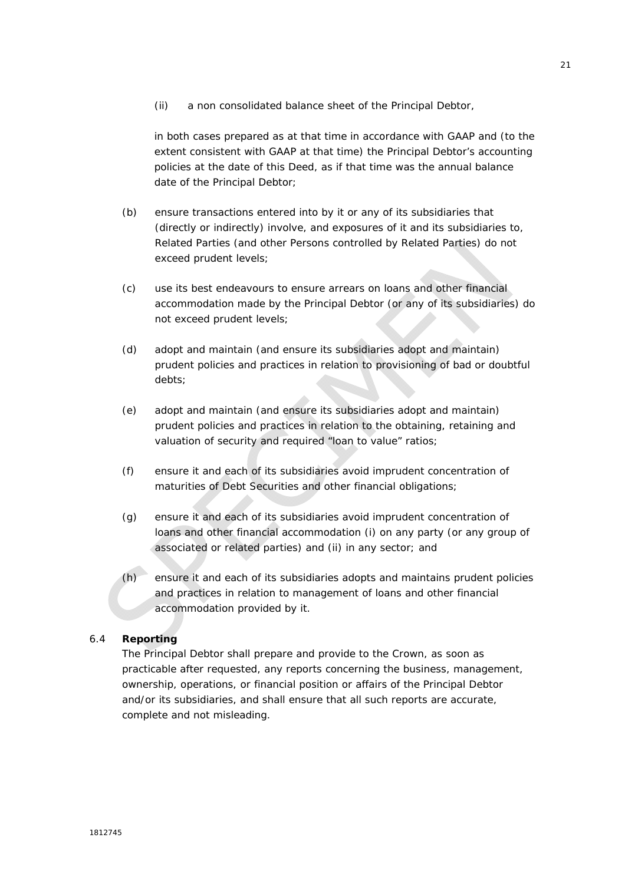(ii) a non consolidated balance sheet of the Principal Debtor,

in both cases prepared as at that time in accordance with GAAP and (to the extent consistent with GAAP at that time) the Principal Debtor's accounting policies at the date of this Deed, as if that time was the annual balance date of the Principal Debtor;

(b) ensure transactions entered into by it or any of its subsidiaries that (directly or indirectly) involve, and exposures of it and its subsidiaries to, Related Parties (and other Persons controlled by Related Parties) do not exceed prudent levels;

(c) use its best endeavours to ensure arrears on loans and other financial accommodation made by the Principal Debtor (or any of its subsidiaries) do not exceed prudent levels;

(d) adopt and maintain (and ensure its subsidiaries adopt and maintain) prudent policies and practices in relation to provisioning of bad or doubtful debts;

(e) adopt and maintain (and ensure its subsidiaries adopt and maintain) prudent policies and practices in relation to the obtaining, retaining and valuation of security and required "loan to value" ratios;

(f) ensure it and each of its subsidiaries avoid imprudent concentration of maturities of Debt Securities and other financial obligations;

(g) ensure it and each of its subsidiaries avoid imprudent concentration of loans and other financial accommodation (i) on any party (or any group of associated or related parties) and (ii) in any sector; and

(h) ensure it and each of its subsidiaries adopts and maintains prudent policies and practices in relation to management of loans and other financial accommodation provided by it.

6.4 **Reporting**

The Principal Debtor shall prepare and provide to the Crown, as soon as practicable after requested, any reports concerning the business, management, ownership, operations, or financial position or affairs of the Principal Debtor and/or its subsidiaries, and shall ensure that all such reports are accurate, complete and not misleading.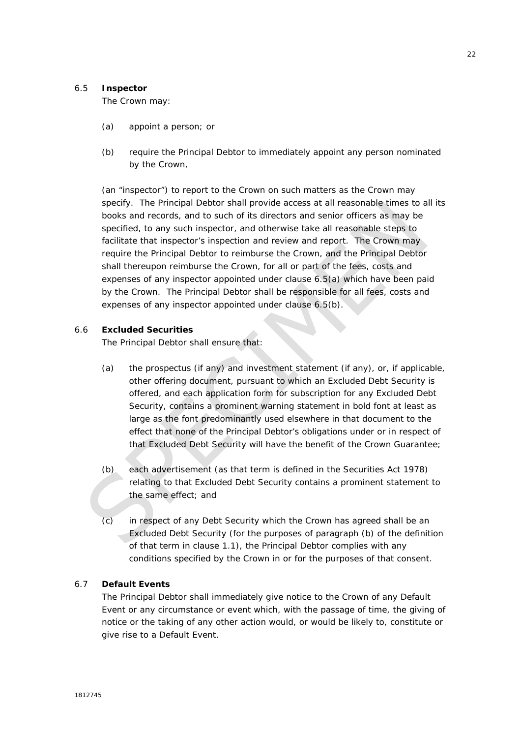### 6.5 Inspector

The Crown may:

(a) appoint a person; or

(b) require the Principal Debtor to immediately appoint any person nominated by the Crown,

(an "inspector") to report to the Crown on such matters as the Crown may specify. The Principal Debtor shall provide access at all reasonable times to all its books and records, and to such of its directors and senior officers as may be specified, to any such inspector, and otherwise take all reasonable steps to facilitate that inspector's inspection and review and report. The Crown may require the Principal Debtor to reimburse the Crown, and the Principal Debtor shall thereupon reimburse the Crown, for all or part of the fees, costs and expenses of any inspector appointed under clause 6.5(a) which have been paid by the Crown. The Principal Debtor shall be responsible for all fees, costs and expenses of any inspector appointed under clause 6.5(b).

### 6.6 Excluded Securities

The Principal Debtor shall ensure that:

(a) the prospectus (if any) and investment statement (if any), or, if applicable, other offering document, pursuant to which an Excluded Debt Security is offered, and each application form for subscription for any Excluded Debt Security, contains a prominent warning statement in bold font at least as large as the font predominantly used elsewhere in that document to the effect that none of the Principal Debtor's obligations under or in respect of that Excluded Debt Security will have the benefit of the Crown Guarantee;

(b) each advertisement (as that term is defined in the Securities Act 1978) relating to that Excluded Debt Security contains a prominent statement to the same effect; and

(c) in respect of any Debt Security which the Crown has agreed shall be an Excluded Debt Security (for the purposes of paragraph (b) of the definition of that term in clause 1.1), the Principal Debtor complies with any conditions specified by the Crown in or for the purposes of that consent.

### 6.7 Default Events

The Principal Debtor shall immediately give notice to the Crown of any Default Event or any circumstance or event which, with the passage of time, the giving of notice or the taking of any other action would, or would be likely to, constitute or give rise to a Default Event.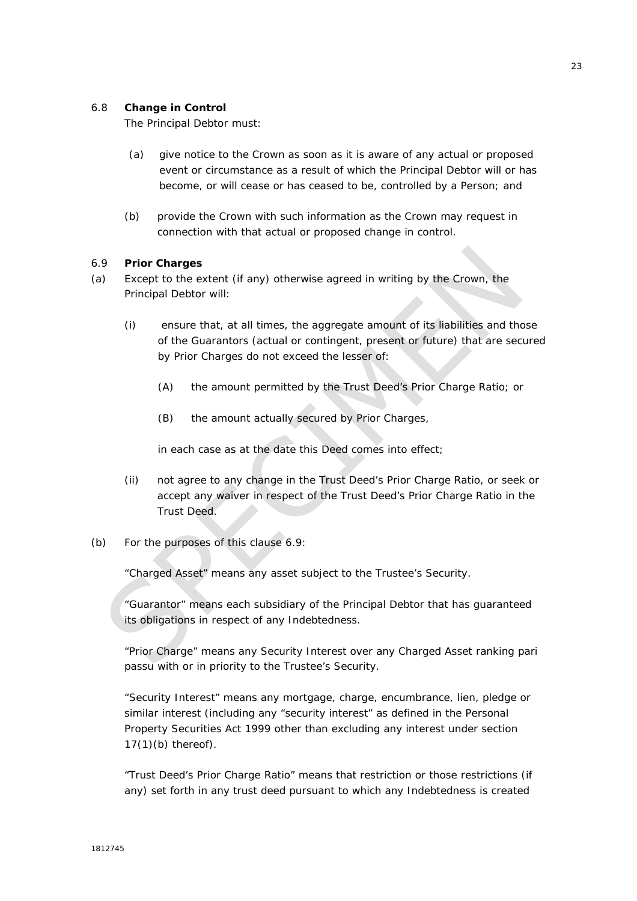6.8 **Change in Control**

The Principal Debtor must:

(a) give notice to the Crown as soon as it is aware of any actual or proposed event or circumstance as a result of which the Principal Debtor will or has become, or will cease or has ceased to be, controlled by a Person; and

(b) provide the Crown with such information as the Crown may request in connection with that actual or proposed change in control.

6.9 **Prior Charges**

(a) Except to the extent (if any) otherwise agreed in writing by the Crown, the Principal Debtor will:

(i) ensure that, at all times, the aggregate amount of its liabilities and those of the Guarantors (actual or contingent, present or future) that are secured by Prior Charges do not exceed the lesser of:

(A) the amount permitted by the Trust Deed's Prior Charge Ratio; or

(B) the amount actually secured by Prior Charges,

in each case as at the date this Deed comes into effect;

(ii) not agree to any change in the Trust Deed's Prior Charge Ratio, or seek or accept any waiver in respect of the Trust Deed's Prior Charge Ratio in the Trust Deed.

(b) For the purposes of this clause 6.9:

"Charged Asset" means any asset subject to the Trustee's Security.

"Guarantor" means each subsidiary of the Principal Debtor that has guaranteed its obligations in respect of any Indebtedness.

"Prior Charge" means any Security Interest over any Charged Asset ranking pari passu with or in priority to the Trustee's Security.

"Security Interest" means any mortgage, charge, encumbrance, lien, pledge or similar interest (including any "security interest" as defined in the Personal Property Securities Act 1999 other than excluding any interest under section 17(1)(b) thereof).

"Trust Deed's Prior Charge Ratio" means that restriction or those restrictions (if any) set forth in any trust deed pursuant to which any Indebtedness is created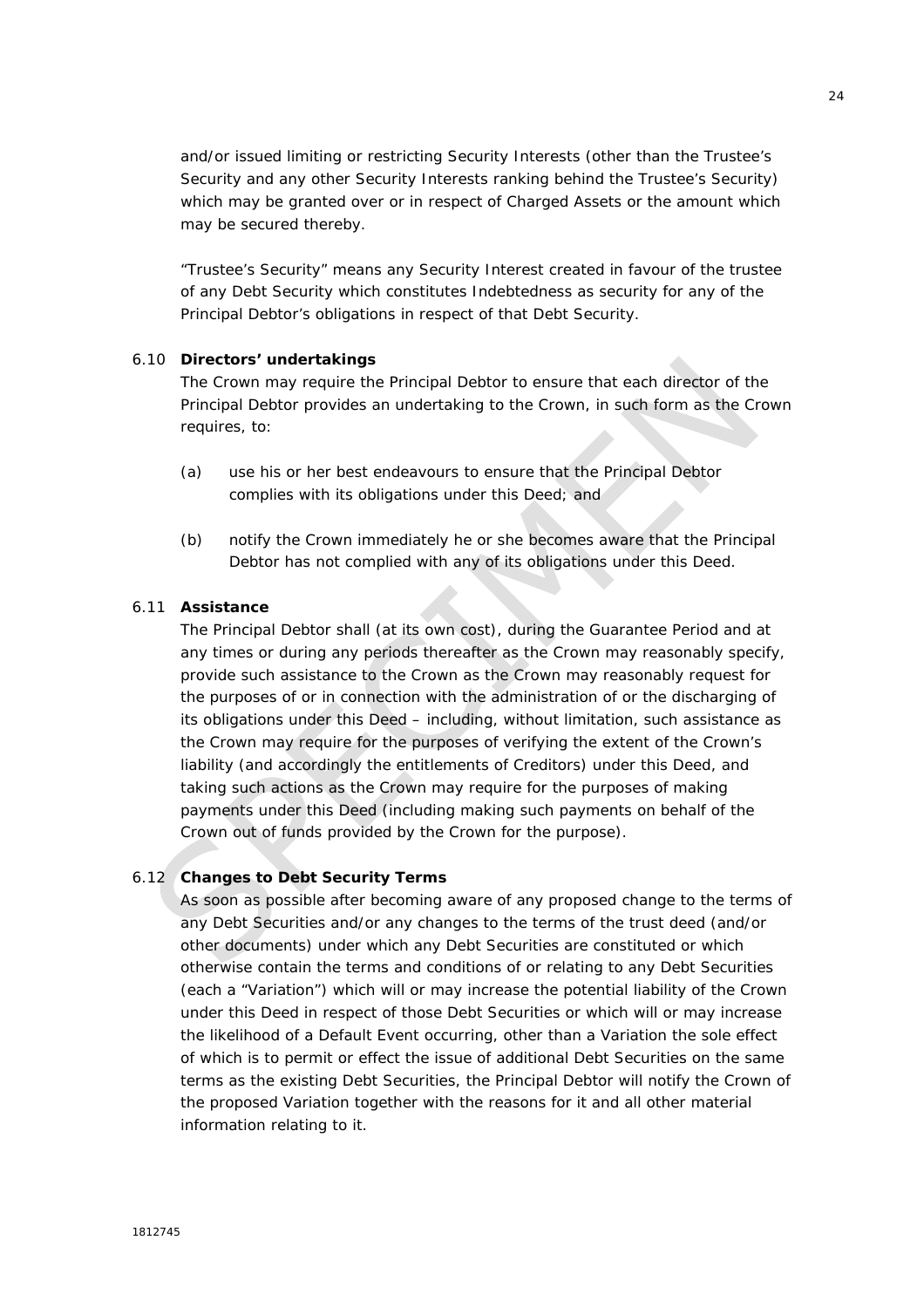and/or issued limiting or restricting Security Interests (other than the Trustee's Security and any other Security Interests ranking behind the Trustee's Security) which may be granted over or in respect of Charged Assets or the amount which may be secured thereby.

"Trustee's Security" means any Security Interest created in favour of the trustee of any Debt Security which constitutes Indebtedness as security for any of the Principal Debtor's obligations in respect of that Debt Security.

6.10 **Directors' undertakings**

The Crown may require the Principal Debtor to ensure that each director of the Principal Debtor provides an undertaking to the Crown, in such form as the Crown requires, to:

(a) use his or her best endeavours to ensure that the Principal Debtor complies with its obligations under this Deed; and

(b) notify the Crown immediately he or she becomes aware that the Principal Debtor has not complied with any of its obligations under this Deed.

6.11 **Assistance**

The Principal Debtor shall (at its own cost), during the Guarantee Period and at any times or during any periods thereafter as the Crown may reasonably specify, provide such assistance to the Crown as the Crown may reasonably request for the purposes of or in connection with the administration of or the discharging of its obligations under this Deed – including, without limitation, such assistance as the Crown may require for the purposes of verifying the extent of the Crown's liability (and accordingly the entitlements of Creditors) under this Deed, and taking such actions as the Crown may require for the purposes of making payments under this Deed (including making such payments on behalf of the Crown out of funds provided by the Crown for the purpose).

6.12 **Changes to Debt Security Terms**

As soon as possible after becoming aware of any proposed change to the terms of any Debt Securities and/or any changes to the terms of the trust deed (and/or other documents) under which any Debt Securities are constituted or which otherwise contain the terms and conditions of or relating to any Debt Securities (each a "Variation") which will or may increase the potential liability of the Crown under this Deed in respect of those Debt Securities or which will or may increase the likelihood of a Default Event occurring, other than a Variation the sole effect of which is to permit or effect the issue of additional Debt Securities on the same terms as the existing Debt Securities, the Principal Debtor will notify the Crown of the proposed Variation together with the reasons for it and all other material information relating to it.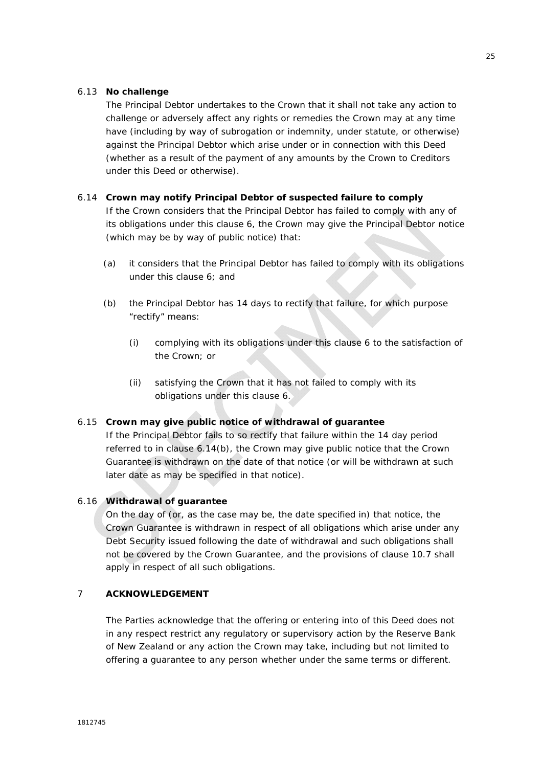### 6.13 **No challenge**

The Principal Debtor undertakes to the Crown that it shall not take any action to challenge or adversely affect any rights or remedies the Crown may at any time have (including by way of subrogation or indemnity, under statute, or otherwise) against the Principal Debtor which arise under or in connection with this Deed (whether as a result of the payment of any amounts by the Crown to Creditors under this Deed or otherwise).

### 6.14 **Crown may notify Principal Debtor of suspected failure to comply**

If the Crown considers that the Principal Debtor has failed to comply with any of its obligations under this clause 6, the Crown may give the Principal Debtor notice (which may be by way of public notice) that:

(a) it considers that the Principal Debtor has failed to comply with its obligations under this clause 6; and

(b) the Principal Debtor has 14 days to rectify that failure, for which purpose "rectify" means:

  (i) complying with its obligations under this clause 6 to the satisfaction of the Crown; or

  (ii) satisfying the Crown that it has not failed to comply with its obligations under this clause 6.

### 6.15 **Crown may give public notice of withdrawal of guarantee**

If the Principal Debtor fails to so rectify that failure within the 14 day period referred to in clause 6.14(b), the Crown may give public notice that the Crown Guarantee is withdrawn on the date of that notice (or will be withdrawn at such later date as may be specified in that notice).

### 6.16 **Withdrawal of guarantee**

On the day of (or, as the case may be, the date specified in) that notice, the Crown Guarantee is withdrawn in respect of all obligations which arise under any Debt Security issued following the date of withdrawal and such obligations shall not be covered by the Crown Guarantee, and the provisions of clause 10.7 shall apply in respect of all such obligations.

## 7 **ACKNOWLEDGEMENT**

The Parties acknowledge that the offering or entering into of this Deed does not in any respect restrict any regulatory or supervisory action by the Reserve Bank of New Zealand or any action the Crown may take, including but not limited to offering a guarantee to any person whether under the same terms or different.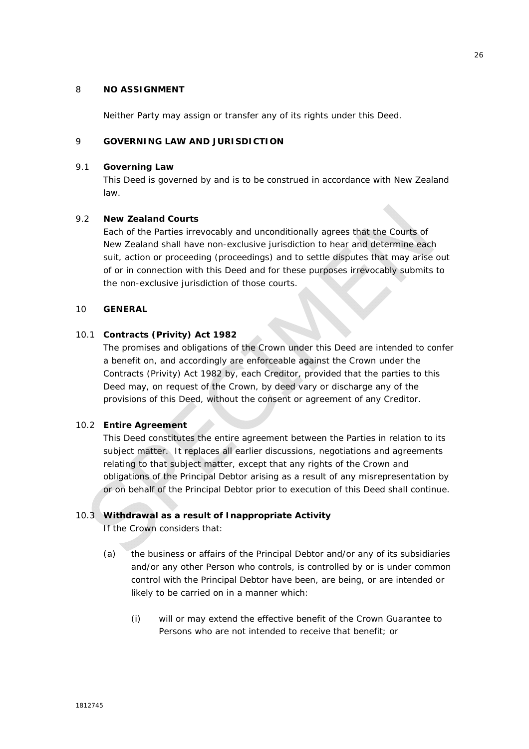## 8 NO ASSIGNMENT

Neither Party may assign or transfer any of its rights under this Deed.

## 9 GOVERNING LAW AND JURISDICTION

### 9.1 Governing Law

This Deed is governed by and is to be construed in accordance with New Zealand law.

### 9.2 New Zealand Courts

Each of the Parties irrevocably and unconditionally agrees that the Courts of New Zealand shall have non-exclusive jurisdiction to hear and determine each suit, action or proceeding (proceedings) and to settle disputes that may arise out of or in connection with this Deed and for these purposes irrevocably submits to the non-exclusive jurisdiction of those courts.

## 10 GENERAL

### 10.1 Contracts (Privity) Act 1982

The promises and obligations of the Crown under this Deed are intended to confer a benefit on, and accordingly are enforceable against the Crown under the Contracts (Privity) Act 1982 by, each Creditor, provided that the parties to this Deed may, on request of the Crown, by deed vary or discharge any of the provisions of this Deed, without the consent or agreement of any Creditor.

### 10.2 Entire Agreement

This Deed constitutes the entire agreement between the Parties in relation to its subject matter. It replaces all earlier discussions, negotiations and agreements relating to that subject matter, except that any rights of the Crown and obligations of the Principal Debtor arising as a result of any misrepresentation by or on behalf of the Principal Debtor prior to execution of this Deed shall continue.

### 10.3 Withdrawal as a result of Inappropriate Activity

If the Crown considers that:

(a) the business or affairs of the Principal Debtor and/or any of its subsidiaries and/or any other Person who controls, is controlled by or is under common control with the Principal Debtor have been, are being, or are intended or likely to be carried on in a manner which:

(i) will or may extend the effective benefit of the Crown Guarantee to Persons who are not intended to receive that benefit; or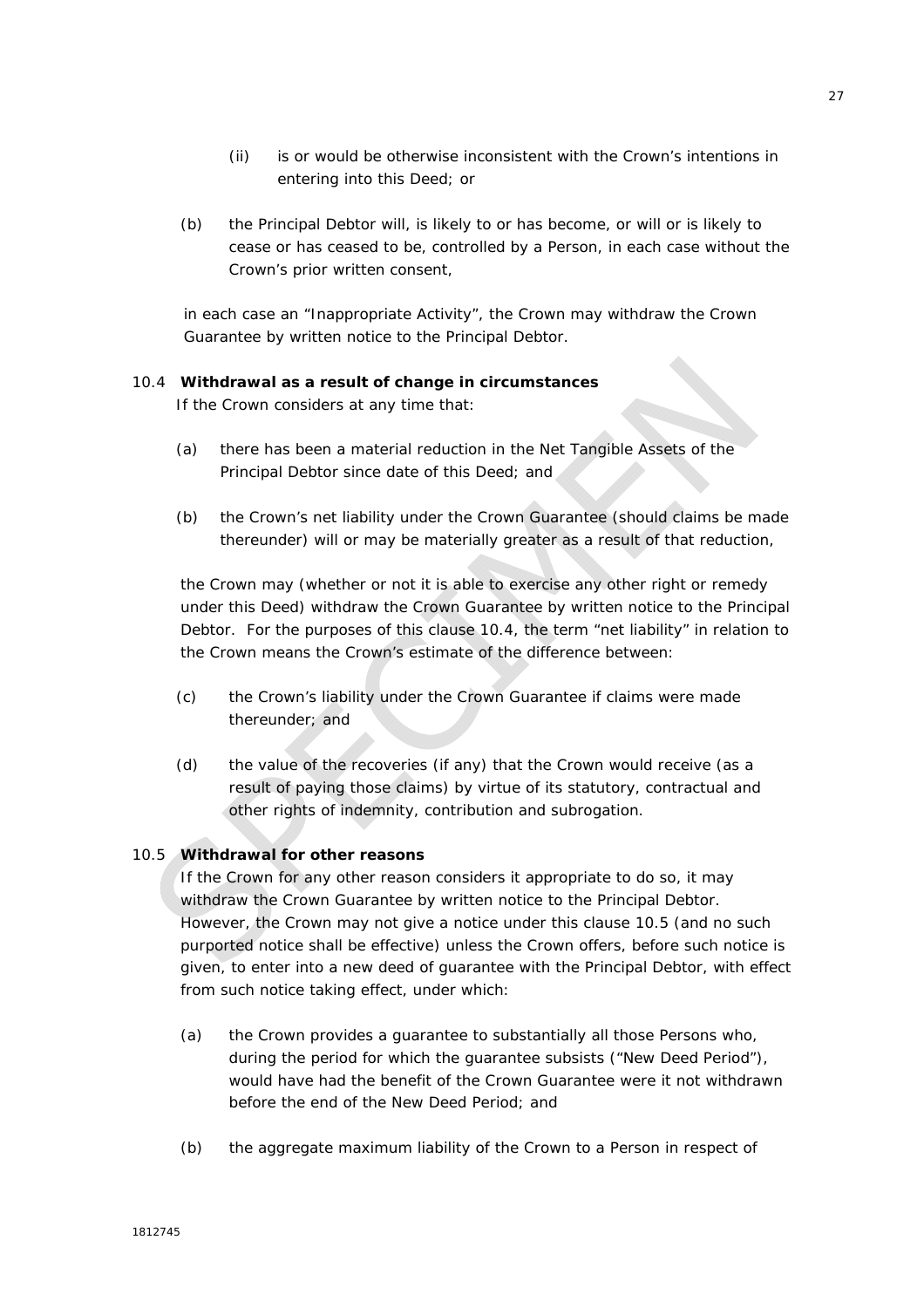(ii) is or would be otherwise inconsistent with the Crown's intentions in entering into this Deed; or

(b) the Principal Debtor will, is likely to or has become, or will or is likely to cease or has ceased to be, controlled by a Person, in each case without the Crown's prior written consent,

in each case an "Inappropriate Activity", the Crown may withdraw the Crown Guarantee by written notice to the Principal Debtor.

10.4 **Withdrawal as a result of change in circumstances**

If the Crown considers at any time that:

(a) there has been a material reduction in the Net Tangible Assets of the Principal Debtor since date of this Deed; and

(b) the Crown's net liability under the Crown Guarantee (should claims be made thereunder) will or may be materially greater as a result of that reduction,

the Crown may (whether or not it is able to exercise any other right or remedy under this Deed) withdraw the Crown Guarantee by written notice to the Principal Debtor. For the purposes of this clause 10.4, the term "net liability" in relation to the Crown means the Crown's estimate of the difference between:

(c) the Crown's liability under the Crown Guarantee if claims were made thereunder; and

(d) the value of the recoveries (if any) that the Crown would receive (as a result of paying those claims) by virtue of its statutory, contractual and other rights of indemnity, contribution and subrogation.

10.5 **Withdrawal for other reasons**

If the Crown for any other reason considers it appropriate to do so, it may withdraw the Crown Guarantee by written notice to the Principal Debtor. However, the Crown may not give a notice under this clause 10.5 (and no such purported notice shall be effective) unless the Crown offers, before such notice is given, to enter into a new deed of guarantee with the Principal Debtor, with effect from such notice taking effect, under which:

(a) the Crown provides a guarantee to substantially all those Persons who, during the period for which the guarantee subsists ("New Deed Period"), would have had the benefit of the Crown Guarantee were it not withdrawn before the end of the New Deed Period; and

(b) the aggregate maximum liability of the Crown to a Person in respect of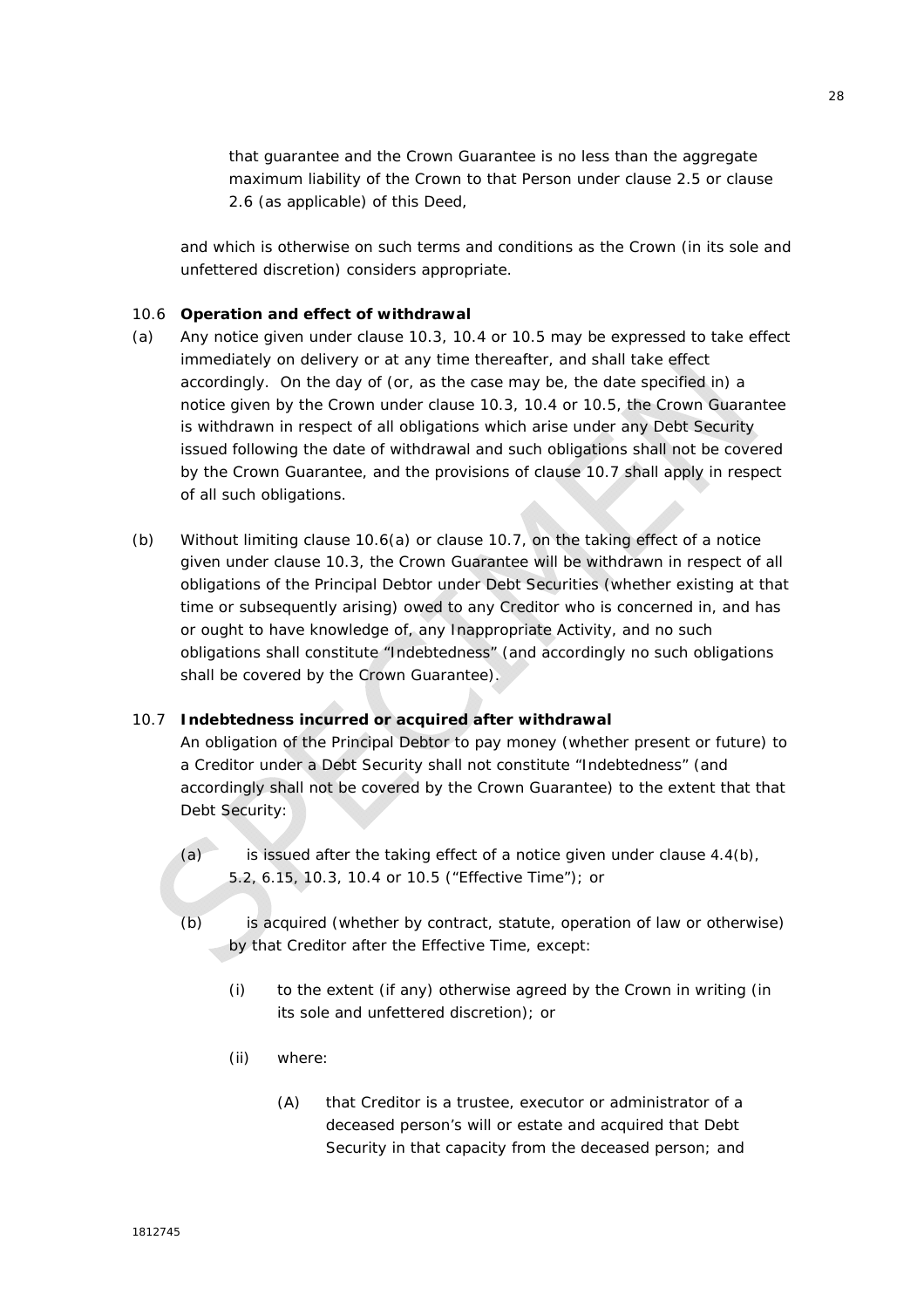that guarantee and the Crown Guarantee is no less than the aggregate maximum liability of the Crown to that Person under clause 2.5 or clause 2.6 (as applicable) of this Deed,

and which is otherwise on such terms and conditions as the Crown (in its sole and unfettered discretion) considers appropriate.

10.6 **Operation and effect of withdrawal**

(a) Any notice given under clause 10.3, 10.4 or 10.5 may be expressed to take effect immediately on delivery or at any time thereafter, and shall take effect accordingly. On the day of (or, as the case may be, the date specified in) a notice given by the Crown under clause 10.3, 10.4 or 10.5, the Crown Guarantee is withdrawn in respect of all obligations which arise under any Debt Security issued following the date of withdrawal and such obligations shall not be covered by the Crown Guarantee, and the provisions of clause 10.7 shall apply in respect of all such obligations.

(b) Without limiting clause 10.6(a) or clause 10.7, on the taking effect of a notice given under clause 10.3, the Crown Guarantee will be withdrawn in respect of all obligations of the Principal Debtor under Debt Securities (whether existing at that time or subsequently arising) owed to any Creditor who is concerned in, and has or ought to have knowledge of, any Inappropriate Activity, and no such obligations shall constitute "Indebtedness" (and accordingly no such obligations shall be covered by the Crown Guarantee).

10.7 **Indebtedness incurred or acquired after withdrawal**

An obligation of the Principal Debtor to pay money (whether present or future) to a Creditor under a Debt Security shall not constitute "Indebtedness" (and accordingly shall not be covered by the Crown Guarantee) to the extent that that Debt Security:

(a) is issued after the taking effect of a notice given under clause 4.4(b), 5.2, 6.15, 10.3, 10.4 or 10.5 ("Effective Time"); or

(b) is acquired (whether by contract, statute, operation of law or otherwise) by that Creditor after the Effective Time, except:

(i) to the extent (if any) otherwise agreed by the Crown in writing (in its sole and unfettered discretion); or

(ii) where:

(A) that Creditor is a trustee, executor or administrator of a deceased person's will or estate and acquired that Debt Security in that capacity from the deceased person; and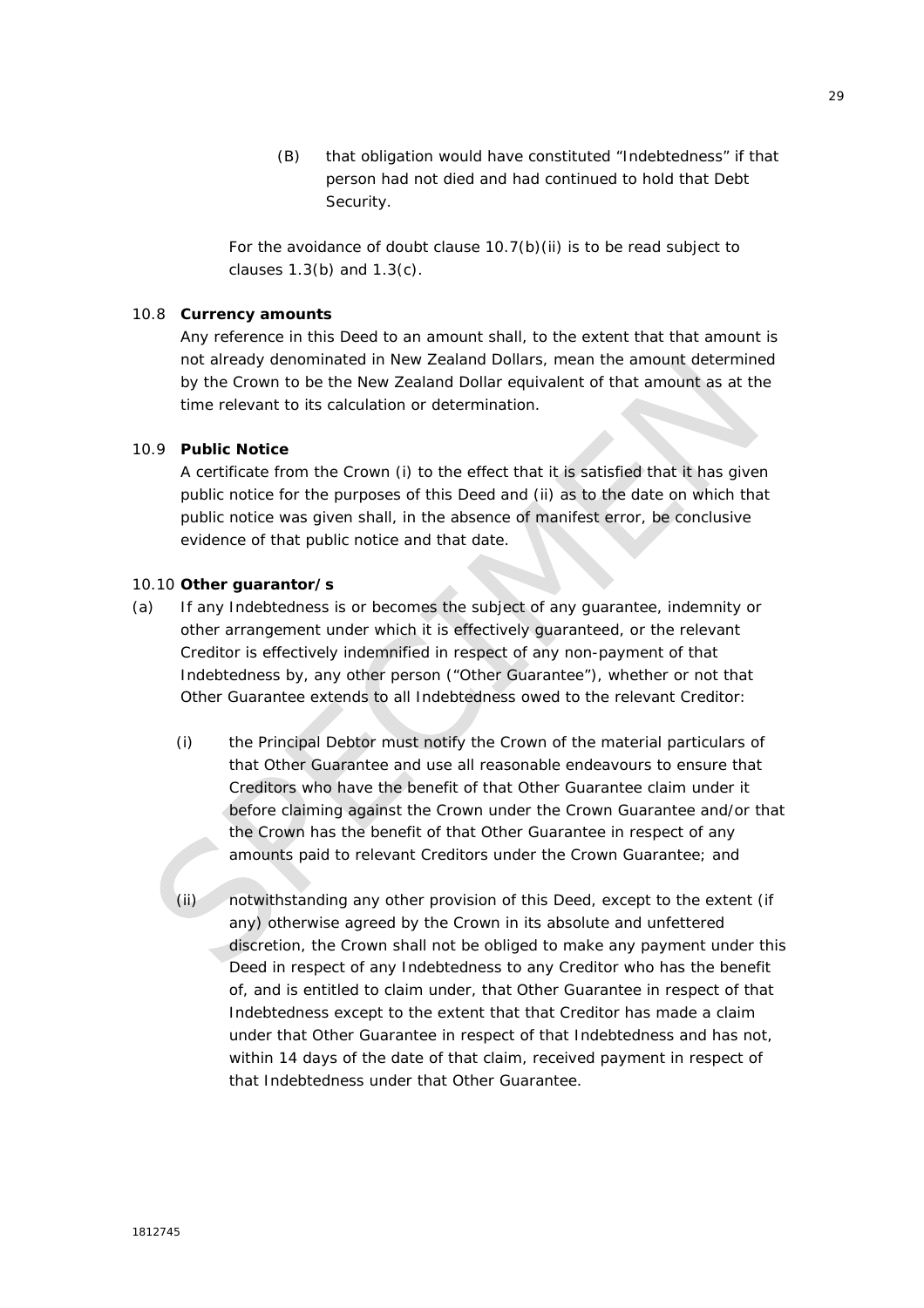(B) that obligation would have constituted “Indebtedness” if that person had not died and had continued to hold that Debt Security.

For the avoidance of doubt clause 10.7(b)(ii) is to be read subject to clauses 1.3(b) and 1.3(c).

### 10.8 Currency amounts

Any reference in this Deed to an amount shall, to the extent that that amount is not already denominated in New Zealand Dollars, mean the amount determined by the Crown to be the New Zealand Dollar equivalent of that amount as at the time relevant to its calculation or determination.

### 10.9 Public Notice

A certificate from the Crown (i) to the effect that it is satisfied that it has given public notice for the purposes of this Deed and (ii) as to the date on which that public notice was given shall, in the absence of manifest error, be conclusive evidence of that public notice and that date.

### 10.10 Other guarantor/s

(a) If any Indebtedness is or becomes the subject of any guarantee, indemnity or other arrangement under which it is effectively guaranteed, or the relevant Creditor is effectively indemnified in respect of any non-payment of that Indebtedness by, any other person (“Other Guarantee”), whether or not that Other Guarantee extends to all Indebtedness owed to the relevant Creditor:

(i) the Principal Debtor must notify the Crown of the material particulars of that Other Guarantee and use all reasonable endeavours to ensure that Creditors who have the benefit of that Other Guarantee claim under it before claiming against the Crown under the Crown Guarantee and/or that the Crown has the benefit of that Other Guarantee in respect of any amounts paid to relevant Creditors under the Crown Guarantee; and

(ii) notwithstanding any other provision of this Deed, except to the extent (if any) otherwise agreed by the Crown in its absolute and unfettered discretion, the Crown shall not be obliged to make any payment under this Deed in respect of any Indebtedness to any Creditor who has the benefit of, and is entitled to claim under, that Other Guarantee in respect of that Indebtedness except to the extent that that Creditor has made a claim under that Other Guarantee in respect of that Indebtedness and has not, within 14 days of the date of that claim, received payment in respect of that Indebtedness under that Other Guarantee.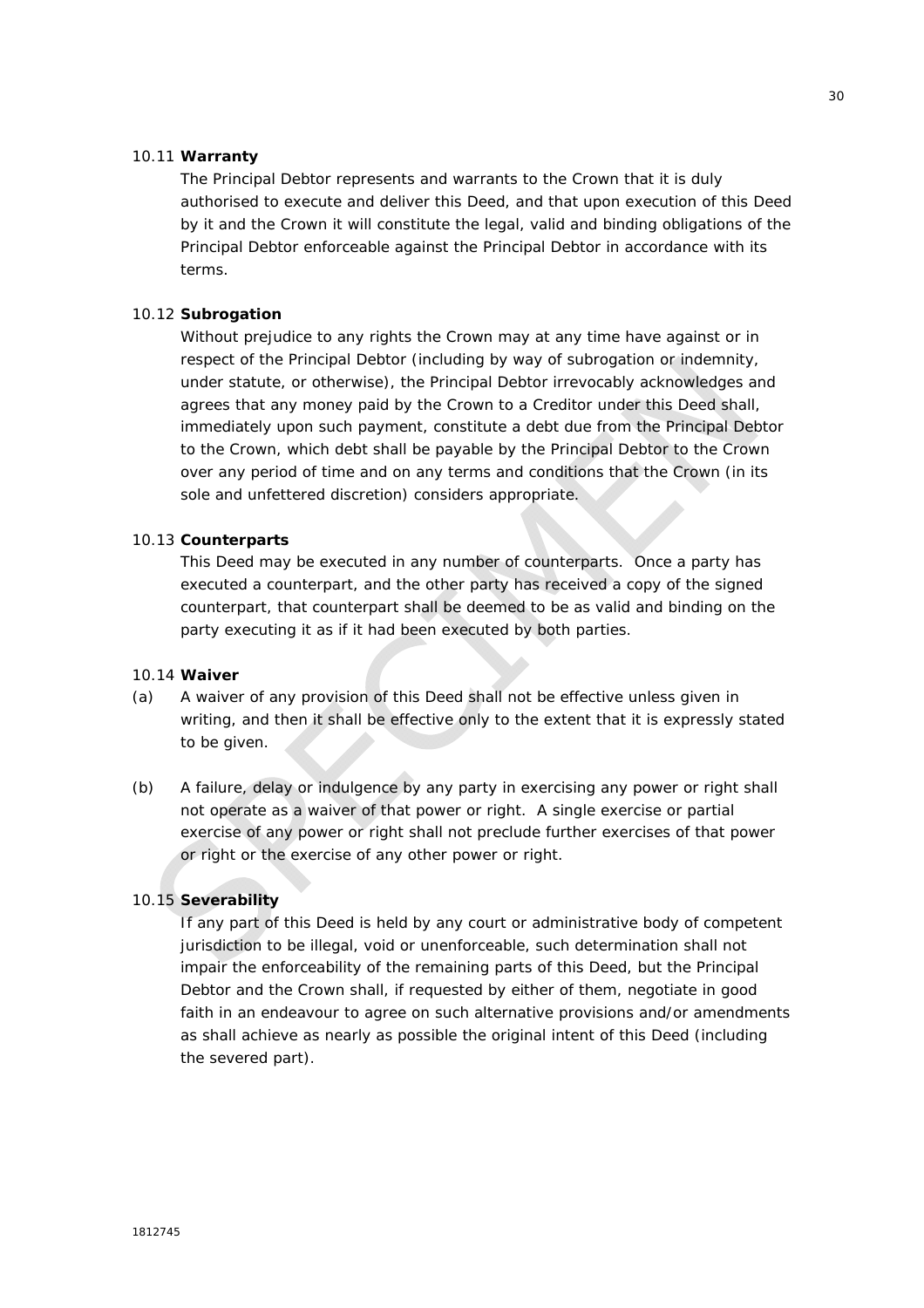10.11 **Warranty**

The Principal Debtor represents and warrants to the Crown that it is duly authorised to execute and deliver this Deed, and that upon execution of this Deed by it and the Crown it will constitute the legal, valid and binding obligations of the Principal Debtor enforceable against the Principal Debtor in accordance with its terms.

10.12 **Subrogation**

Without prejudice to any rights the Crown may at any time have against or in respect of the Principal Debtor (including by way of subrogation or indemnity, under statute, or otherwise), the Principal Debtor irrevocably acknowledges and agrees that any money paid by the Crown to a Creditor under this Deed shall, immediately upon such payment, constitute a debt due from the Principal Debtor to the Crown, which debt shall be payable by the Principal Debtor to the Crown over any period of time and on any terms and conditions that the Crown (in its sole and unfettered discretion) considers appropriate.

10.13 **Counterparts**

This Deed may be executed in any number of counterparts. Once a party has executed a counterpart, and the other party has received a copy of the signed counterpart, that counterpart shall be deemed to be as valid and binding on the party executing it as if it had been executed by both parties.

10.14 **Waiver**

(a) A waiver of any provision of this Deed shall not be effective unless given in writing, and then it shall be effective only to the extent that it is expressly stated to be given.

(b) A failure, delay or indulgence by any party in exercising any power or right shall not operate as a waiver of that power or right. A single exercise or partial exercise of any power or right shall not preclude further exercises of that power or right or the exercise of any other power or right.

10.15 **Severability**

If any part of this Deed is held by any court or administrative body of competent jurisdiction to be illegal, void or unenforceable, such determination shall not impair the enforceability of the remaining parts of this Deed, but the Principal Debtor and the Crown shall, if requested by either of them, negotiate in good faith in an endeavour to agree on such alternative provisions and/or amendments as shall achieve as nearly as possible the original intent of this Deed (including the severed part).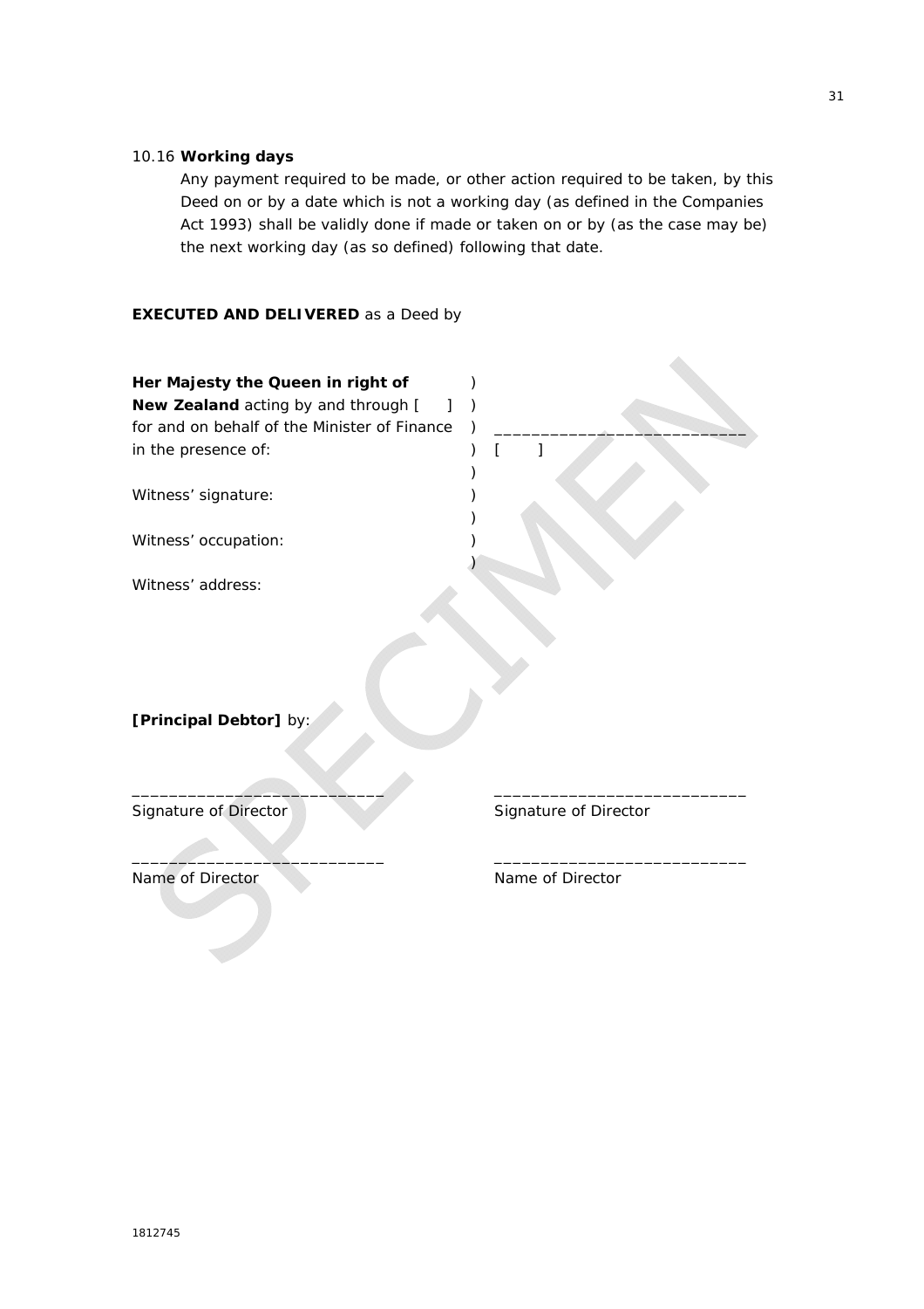10.16 **Working days**

Any payment required to be made, or other action required to be taken, by this Deed on or by a date which is not a working day (as defined in the Companies Act 1993) shall be validly done if made or taken on or by (as the case may be) the next working day (as so defined) following that date.

**EXECUTED AND DELIVERED** as a Deed by

| | | |
|---|---|---|
| **Her Majesty the Queen in right of New Zealand** acting by and through [ ] for and on behalf of the Minister of Finance in the presence of: | ) | ____________________________ [ ] |
| Witness' signature: | ) | |
| Witness' occupation: | ) | |
| Witness' address: | ) | |

**[Principal Debtor]** by:

| | |
|---|---|
| ____________________________ | ____________________________ |
| Signature of Director | Signature of Director |
| ____________________________ | ____________________________ |
| Name of Director | Name of Director |

SPECIMEN

1812745